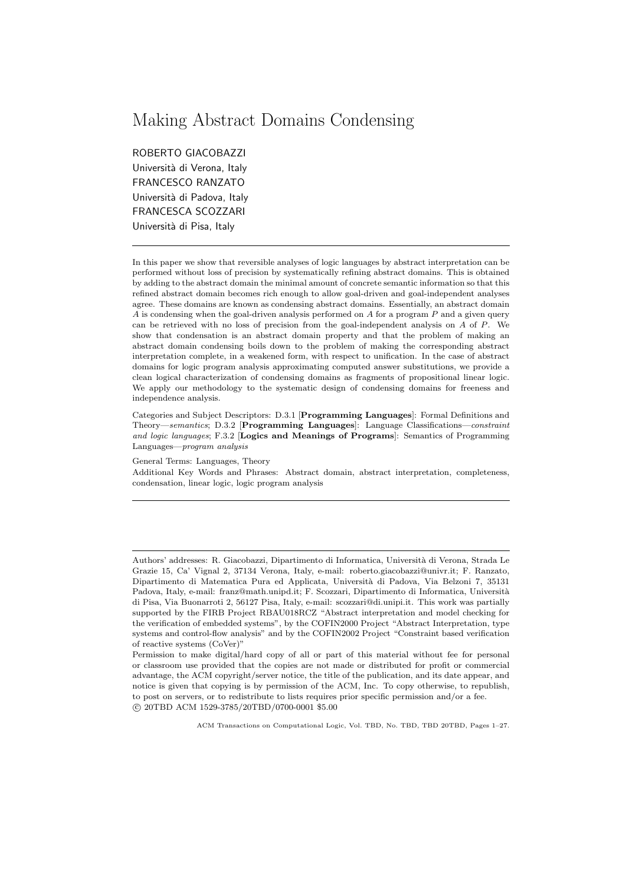# Making Abstract Domains Condensing

ROBERTO GIACOBAZZI
Università di Verona, Italy
FRANCESCO RANZATO
Università di Padova, Italy
FRANCESCA SCOZZARI
Università di Pisa, Italy

---

In this paper we show that reversible analyses of logic languages by abstract interpretation can be performed without loss of precision by systematically refining abstract domains. This is obtained by adding to the abstract domain the minimal amount of concrete semantic information so that this refined abstract domain becomes rich enough to allow goal-driven and goal-independent analyses agree. These domains are known as condensing abstract domains. Essentially, an abstract domain $A$ is condensing when the goal-driven analysis performed on $A$ for a program $P$ and a given query can be retrieved with no loss of precision from the goal-independent analysis on $A$ of $P$. We show that condensation is an abstract domain property and that the problem of making an abstract domain condensing boils down to the problem of making the corresponding abstract interpretation complete, in a weakened form, with respect to unification. In the case of abstract domains for logic program analysis approximating computed answer substitutions, we provide a clean logical characterization of condensing domains as fragments of propositional linear logic. We apply our methodology to the systematic design of condensing domains for freeness and independence analysis.

Categories and Subject Descriptors: D.3.1 [**Programming Languages**]: Formal Definitions and Theory—*semantics*; D.3.2 [**Programming Languages**]: Language Classifications—*constraint and logic languages*; F.3.2 [**Logics and Meanings of Programs**]: Semantics of Programming Languages—*program analysis*

General Terms: Languages, Theory

Additional Key Words and Phrases: Abstract domain, abstract interpretation, completeness, condensation, linear logic, logic program analysis

---

Authors' addresses: R. Giacobazzi, Dipartimento di Informatica, Università di Verona, Strada Le Grazie 15, Ca' Vignal 2, 37134 Verona, Italy, e-mail: roberto.giacobazzi@univr.it; F. Ranzato, Dipartimento di Matematica Pura ed Applicata, Università di Padova, Via Belzoni 7, 35131 Padova, Italy, e-mail: franz@math.unipd.it; F. Scozzari, Dipartimento di Informatica, Università di Pisa, Via Buonarroti 2, 56127 Pisa, Italy, e-mail: scozzari@di.unipi.it. This work was partially supported by the FIRB Project RBAU018RCZ "Abstract interpretation and model checking for the verification of embedded systems", by the COFIN2000 Project "Abstract Interpretation, type systems and control-flow analysis" and by the COFIN2002 Project "Constraint based verification of reactive systems (CoVer)"

Permission to make digital/hard copy of all or part of this material without fee for personal or classroom use provided that the copies are not made or distributed for profit or commercial advantage, the ACM copyright/server notice, the title of the publication, and its date appear, and notice is given that copying is by permission of the ACM, Inc. To copy otherwise, to republish, to post on servers, or to redistribute to lists requires prior specific permission and/or a fee.
© 20TBD ACM 1529-3785/20TBD/0700-0001 $5.00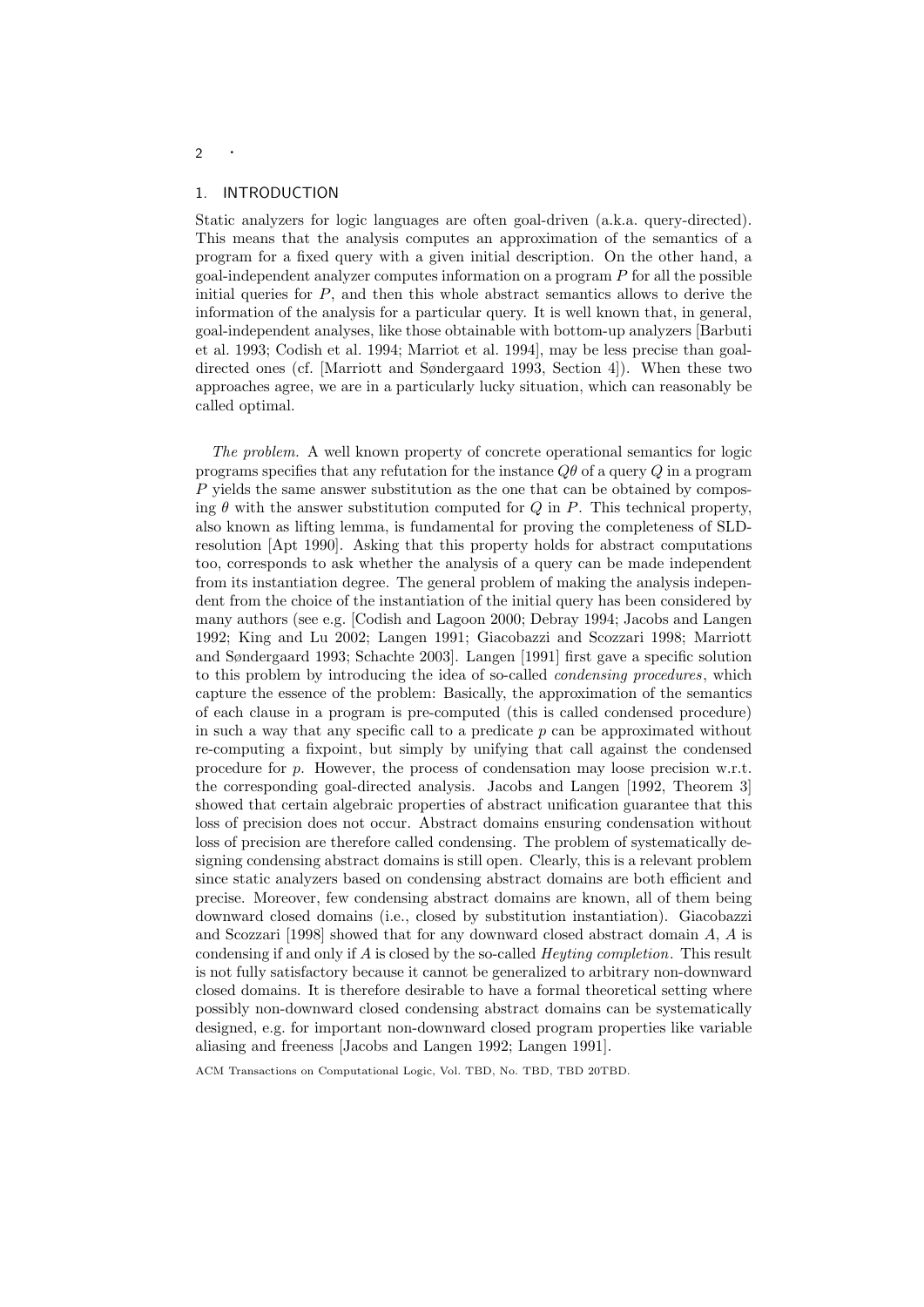## 1. INTRODUCTION

Static analyzers for logic languages are often goal-driven (a.k.a. query-directed). This means that the analysis computes an approximation of the semantics of a program for a fixed query with a given initial description. On the other hand, a goal-independent analyzer computes information on a program $P$ for all the possible initial queries for $P$, and then this whole abstract semantics allows to derive the information of the analysis for a particular query. It is well known that, in general, goal-independent analyses, like those obtainable with bottom-up analyzers [Barbuti et al. 1993; Codish et al. 1994; Marriot et al. 1994], may be less precise than goal-directed ones (cf. [Marriott and Søndergaard 1993, Section 4]). When these two approaches agree, we are in a particularly lucky situation, which can reasonably be called optimal.

*The problem.* A well known property of concrete operational semantics for logic programs specifies that any refutation for the instance $Q\theta$ of a query $Q$ in a program $P$ yields the same answer substitution as the one that can be obtained by composing $\theta$ with the answer substitution computed for $Q$ in $P$. This technical property, also known as lifting lemma, is fundamental for proving the completeness of SLD-resolution [Apt 1990]. Asking that this property holds for abstract computations too, corresponds to ask whether the analysis of a query can be made independent from its instantiation degree. The general problem of making the analysis independent from the choice of the instantiation of the initial query has been considered by many authors (see e.g. [Codish and Lagoon 2000; Debray 1994; Jacobs and Langen 1992; King and Lu 2002; Langen 1991; Giacobazzi and Scozzari 1998; Marriott and Søndergaard 1993; Schachte 2003]. Langen [1991] first gave a specific solution to this problem by introducing the idea of so-called *condensing procedures*, which capture the essence of the problem: Basically, the approximation of the semantics of each clause in a program is pre-computed (this is called condensed procedure) in such a way that any specific call to a predicate $p$ can be approximated without re-computing a fixpoint, but simply by unifying that call against the condensed procedure for $p$. However, the process of condensation may loose precision w.r.t. the corresponding goal-directed analysis. Jacobs and Langen [1992, Theorem 3] showed that certain algebraic properties of abstract unification guarantee that this loss of precision does not occur. Abstract domains ensuring condensation without loss of precision are therefore called condensing. The problem of systematically designing condensing abstract domains is still open. Clearly, this is a relevant problem since static analyzers based on condensing abstract domains are both efficient and precise. Moreover, few condensing abstract domains are known, all of them being downward closed domains (i.e., closed by substitution instantiation). Giacobazzi and Scozzari [1998] showed that for any downward closed abstract domain $A$, $A$ is condensing if and only if $A$ is closed by the so-called *Heyting completion*. This result is not fully satisfactory because it cannot be generalized to arbitrary non-downward closed domains. It is therefore desirable to have a formal theoretical setting where possibly non-downward closed condensing abstract domains can be systematically designed, e.g. for important non-downward closed program properties like variable aliasing and freeness [Jacobs and Langen 1992; Langen 1991].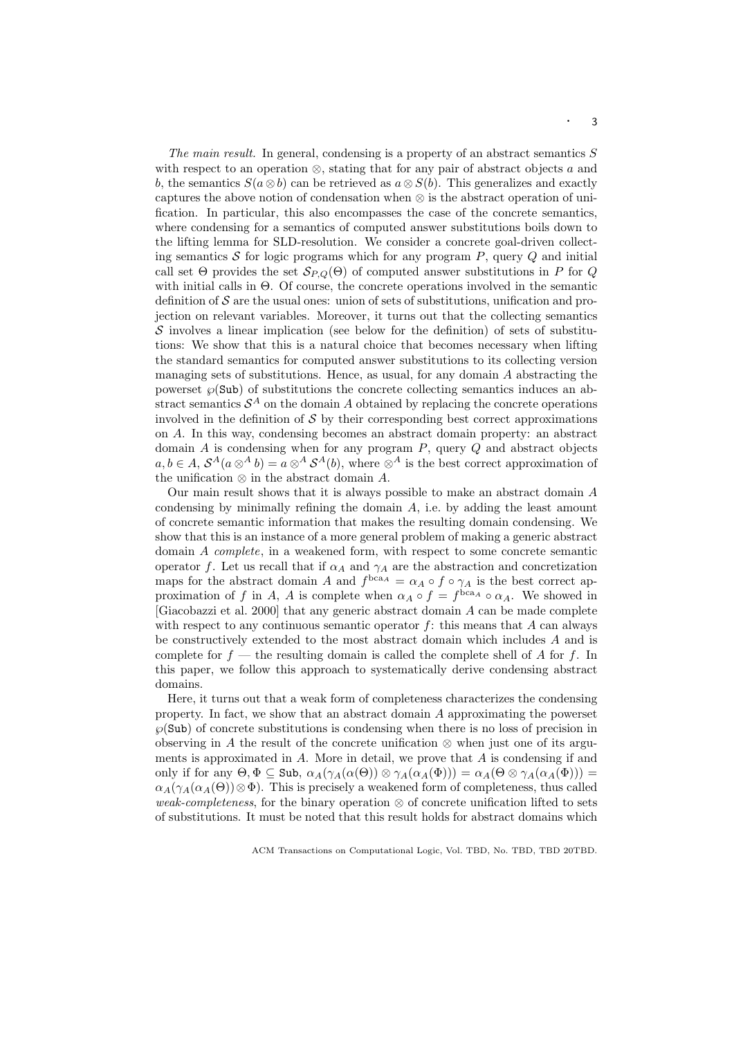*The main result.* In general, condensing is a property of an abstract semantics $S$ with respect to an operation $\otimes$, stating that for any pair of abstract objects $a$ and $b$, the semantics $S(a \otimes b)$ can be retrieved as $a \otimes S(b)$. This generalizes and exactly captures the above notion of condensation when $\otimes$ is the abstract operation of unification. In particular, this also encompasses the case of the concrete semantics, where condensing for a semantics of computed answer substitutions boils down to the lifting lemma for SLD-resolution. We consider a concrete goal-driven collecting semantics $\mathcal{S}$ for logic programs which for any program $P$, query $Q$ and initial call set $\Theta$ provides the set $\mathcal{S}_{P,Q}(\Theta)$ of computed answer substitutions in $P$ for $Q$ with initial calls in $\Theta$. Of course, the concrete operations involved in the semantic definition of $\mathcal{S}$ are the usual ones: union of sets of substitutions, unification and projection on relevant variables. Moreover, it turns out that the collecting semantics $\mathcal{S}$ involves a linear implication (see below for the definition) of sets of substitutions: We show that this is a natural choice that becomes necessary when lifting the standard semantics for computed answer substitutions to its collecting version managing sets of substitutions. Hence, as usual, for any domain $A$ abstracting the powerset $\wp(\mathtt{Sub})$ of substitutions the concrete collecting semantics induces an abstract semantics $\mathcal{S}^A$ on the domain $A$ obtained by replacing the concrete operations involved in the definition of $\mathcal{S}$ by their corresponding best correct approximations on $A$. In this way, condensing becomes an abstract domain property: an abstract domain $A$ is condensing when for any program $P$, query $Q$ and abstract objects $a, b \in A$, $\mathcal{S}^A(a \otimes^A b) = a \otimes^A \mathcal{S}^A(b)$, where $\otimes^A$ is the best correct approximation of the unification $\otimes$ in the abstract domain $A$.

Our main result shows that it is always possible to make an abstract domain $A$ condensing by minimally refining the domain $A$, i.e. by adding the least amount of concrete semantic information that makes the resulting domain condensing. We show that this is an instance of a more general problem of making a generic abstract domain $A$ *complete*, in a weakened form, with respect to some concrete semantic operator $f$. Let us recall that if $\alpha_A$ and $\gamma_A$ are the abstraction and concretization maps for the abstract domain $A$ and $f^{\mathrm{bca}_A} = \alpha_A \circ f \circ \gamma_A$ is the best correct approximation of $f$ in $A$, $A$ is complete when $\alpha_A \circ f = f^{\mathrm{bca}_A} \circ \alpha_A$. We showed in [Giacobazzi et al. 2000] that any generic abstract domain $A$ can be made complete with respect to any continuous semantic operator $f$: this means that $A$ can always be constructively extended to the most abstract domain which includes $A$ and is complete for $f$ — the resulting domain is called the complete shell of $A$ for $f$. In this paper, we follow this approach to systematically derive condensing abstract domains.

Here, it turns out that a weak form of completeness characterizes the condensing property. In fact, we show that an abstract domain $A$ approximating the powerset $\wp(\mathtt{Sub})$ of concrete substitutions is condensing when there is no loss of precision in observing in $A$ the result of the concrete unification $\otimes$ when just one of its arguments is approximated in $A$. More in detail, we prove that $A$ is condensing if and only if for any $\Theta, \Phi \subseteq \mathtt{Sub}$, $\alpha_A(\gamma_A(\alpha(\Theta)) \otimes \gamma_A(\alpha_A(\Phi))) = \alpha_A(\Theta \otimes \gamma_A(\alpha_A(\Phi))) = \alpha_A(\gamma_A(\alpha_A(\Theta)) \otimes \Phi)$. This is precisely a weakened form of completeness, thus called *weak-completeness*, for the binary operation $\otimes$ of concrete unification lifted to sets of substitutions. It must be noted that this result holds for abstract domains which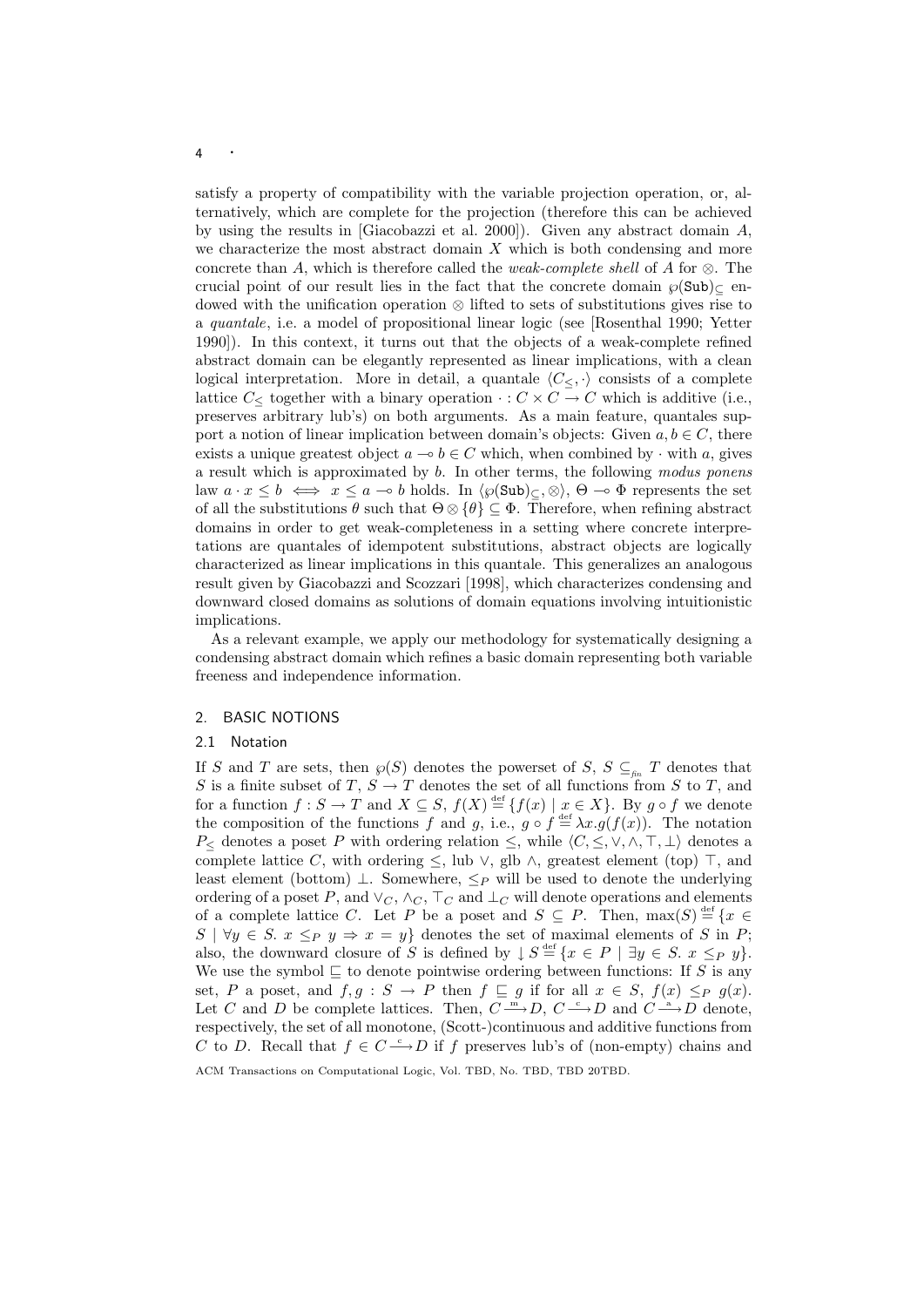satisfy a property of compatibility with the variable projection operation, or, alternatively, which are complete for the projection (therefore this can be achieved by using the results in [Giacobazzi et al. 2000]). Given any abstract domain $A$, we characterize the most abstract domain $X$ which is both condensing and more concrete than $A$, which is therefore called the *weak-complete shell* of $A$ for $\otimes$. The crucial point of our result lies in the fact that the concrete domain $\wp(\mathtt{Sub})_{\subseteq}$ endowed with the unification operation $\otimes$ lifted to sets of substitutions gives rise to a *quantale*, i.e. a model of propositional linear logic (see [Rosenthal 1990; Yetter 1990]). In this context, it turns out that the objects of a weak-complete refined abstract domain can be elegantly represented as linear implications, with a clean logical interpretation. More in detail, a quantale $\langle C_{\leq}, \cdot \rangle$ consists of a complete lattice $C_{\leq}$ together with a binary operation $\cdot : C \times C \to C$ which is additive (i.e., preserves arbitrary lub's) on both arguments. As a main feature, quantales support a notion of linear implication between domain's objects: Given $a, b \in C$, there exists a unique greatest object $a \multimap b \in C$ which, when combined by $\cdot$ with $a$, gives a result which is approximated by $b$. In other terms, the following *modus ponens* law $a \cdot x \leq b \iff x \leq a \multimap b$ holds. In $\langle \wp(\mathtt{Sub})_{\subseteq}, \otimes \rangle$, $\Theta \multimap \Phi$ represents the set of all the substitutions $\theta$ such that $\Theta \otimes \{\theta\} \subseteq \Phi$. Therefore, when refining abstract domains in order to get weak-completeness in a setting where concrete interpretations are quantales of idempotent substitutions, abstract objects are logically characterized as linear implications in this quantale. This generalizes an analogous result given by Giacobazzi and Scozzari [1998], which characterizes condensing and downward closed domains as solutions of domain equations involving intuitionistic implications.

As a relevant example, we apply our methodology for systematically designing a condensing abstract domain which refines a basic domain representing both variable freeness and independence information.

## 2. BASIC NOTIONS

### 2.1 Notation

If $S$ and $T$ are sets, then $\wp(S)$ denotes the powerset of $S$, $S \subseteq_{\mathit{fin}} T$ denotes that $S$ is a finite subset of $T$, $S \to T$ denotes the set of all functions from $S$ to $T$, and for a function $f : S \to T$ and $X \subseteq S$, $f(X) \stackrel{\text{def}}{=} \{f(x) \mid x \in X\}$. By $g \circ f$ we denote the composition of the functions $f$ and $g$, i.e., $g \circ f \stackrel{\text{def}}{=} \lambda x. g(f(x))$. The notation $P_{\leq}$ denotes a poset $P$ with ordering relation $\leq$, while $\langle C, \leq, \vee, \wedge, \top, \bot \rangle$ denotes a complete lattice $C$, with ordering $\leq$, lub $\vee$, glb $\wedge$, greatest element (top) $\top$, and least element (bottom) $\bot$. Somewhere, $\leq_P$ will be used to denote the underlying ordering of a poset $P$, and $\vee_C$, $\wedge_C$, $\top_C$ and $\bot_C$ will denote operations and elements of a complete lattice $C$. Let $P$ be a poset and $S \subseteq P$. Then, $\max(S) \stackrel{\text{def}}{=} \{x \in S \mid \forall y \in S.\ x \leq_P y \Rightarrow x = y\}$ denotes the set of maximal elements of $S$ in $P$; also, the downward closure of $S$ is defined by $\downarrow S \stackrel{\text{def}}{=} \{x \in P \mid \exists y \in S.\ x \leq_P y\}$. We use the symbol $\sqsubseteq$ to denote pointwise ordering between functions: If $S$ is any set, $P$ a poset, and $f, g : S \to P$ then $f \sqsubseteq g$ if for all $x \in S$, $f(x) \leq_P g(x)$. Let $C$ and $D$ be complete lattices. Then, $C \xrightarrow{\text{m}} D$, $C \xrightarrow{\text{c}} D$ and $C \xrightarrow{\text{a}} D$ denote, respectively, the set of all monotone, (Scott-)continuous and additive functions from $C$ to $D$. Recall that $f \in C \xrightarrow{\text{c}} D$ if $f$ preserves lub's of (non-empty) chains and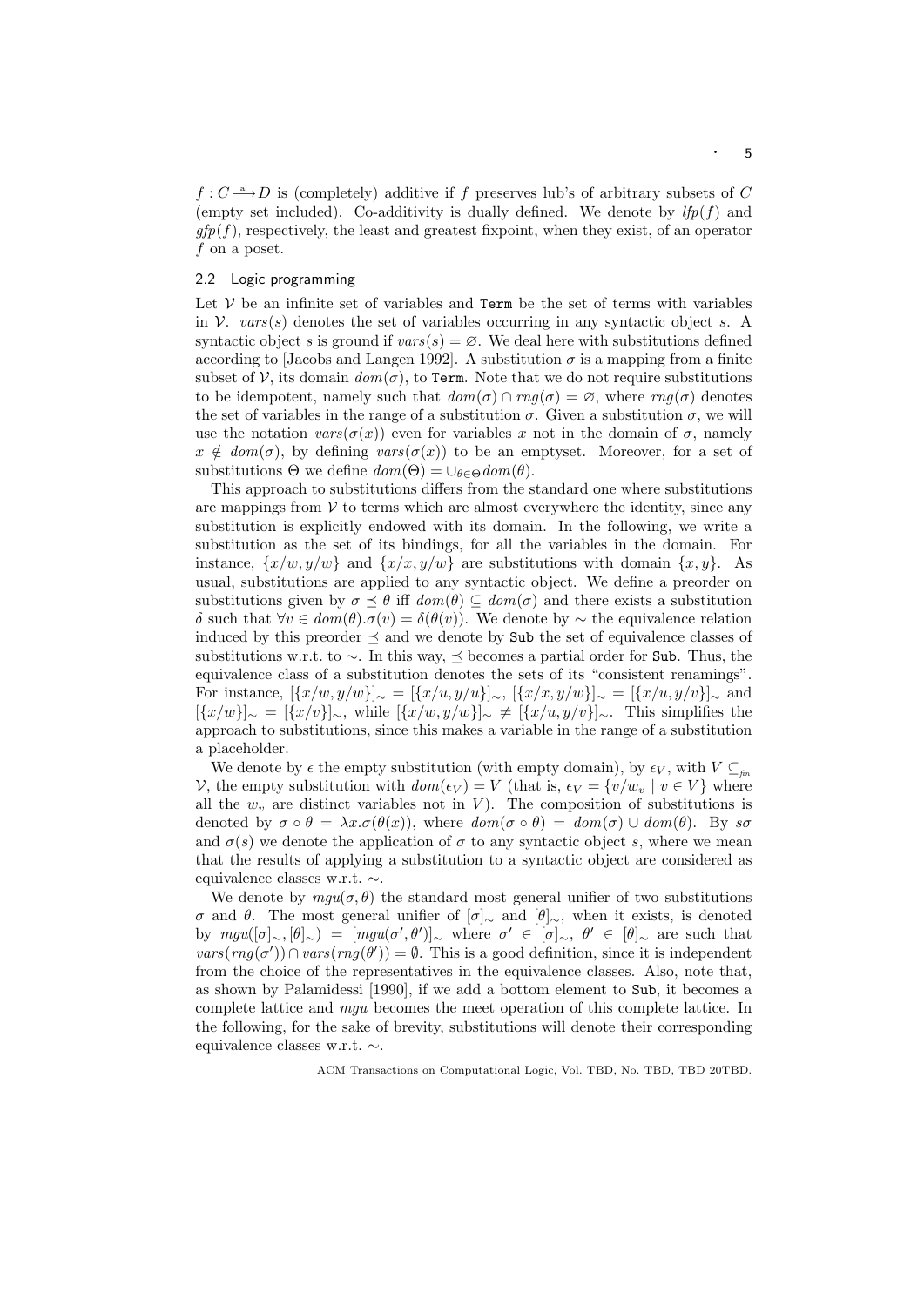$f : C \xrightarrow{a} D$ is (completely) additive if $f$ preserves lub's of arbitrary subsets of $C$ (empty set included). Co-additivity is dually defined. We denote by $lfp(f)$ and $gfp(f)$, respectively, the least and greatest fixpoint, when they exist, of an operator $f$ on a poset.

### 2.2 Logic programming

Let $\mathcal{V}$ be an infinite set of variables and Term be the set of terms with variables in $\mathcal{V}$. $vars(s)$ denotes the set of variables occurring in any syntactic object $s$. A syntactic object $s$ is ground if $vars(s) = \varnothing$. We deal here with substitutions defined according to [Jacobs and Langen 1992]. A substitution $\sigma$ is a mapping from a finite subset of $\mathcal{V}$, its domain $dom(\sigma)$, to Term. Note that we do not require substitutions to be idempotent, namely such that $dom(\sigma) \cap rng(\sigma) = \varnothing$, where $rng(\sigma)$ denotes the set of variables in the range of a substitution $\sigma$. Given a substitution $\sigma$, we will use the notation $vars(\sigma(x))$ even for variables $x$ not in the domain of $\sigma$, namely $x \notin dom(\sigma)$, by defining $vars(\sigma(x))$ to be an emptyset. Moreover, for a set of substitutions $\Theta$ we define $dom(\Theta) = \cup_{\theta \in \Theta} dom(\theta)$.

This approach to substitutions differs from the standard one where substitutions are mappings from $\mathcal{V}$ to terms which are almost everywhere the identity, since any substitution is explicitly endowed with its domain. In the following, we write a substitution as the set of its bindings, for all the variables in the domain. For instance, $\{x/w, y/w\}$ and $\{x/x, y/w\}$ are substitutions with domain $\{x, y\}$. As usual, substitutions are applied to any syntactic object. We define a preorder on substitutions given by $\sigma \preceq \theta$ iff $dom(\theta) \subseteq dom(\sigma)$ and there exists a substitution $\delta$ such that $\forall v \in dom(\theta). \sigma(v) = \delta(\theta(v))$. We denote by $\sim$ the equivalence relation induced by this preorder $\preceq$ and we denote by Sub the set of equivalence classes of substitutions w.r.t. to $\sim$. In this way, $\preceq$ becomes a partial order for Sub. Thus, the equivalence class of a substitution denotes the sets of its "consistent renamings". For instance, $[\{x/w, y/w\}]_\sim = [\{x/u, y/u\}]_\sim$, $[\{x/x, y/w\}]_\sim = [\{x/u, y/v\}]_\sim$ and $[\{x/w\}]_\sim = [\{x/v\}]_\sim$, while $[\{x/w, y/w\}]_\sim \neq [\{x/u, y/v\}]_\sim$. This simplifies the approach to substitutions, since this makes a variable in the range of a substitution a placeholder.

We denote by $\epsilon$ the empty substitution (with empty domain), by $\epsilon_V$, with $V \subseteq_{fin} \mathcal{V}$, the empty substitution with $dom(\epsilon_V) = V$ (that is, $\epsilon_V = \{v/w_v \mid v \in V\}$ where all the $w_v$ are distinct variables not in $V$). The composition of substitutions is denoted by $\sigma \circ \theta = \lambda x.\sigma(\theta(x))$, where $dom(\sigma \circ \theta) = dom(\sigma) \cup dom(\theta)$. By $s\sigma$ and $\sigma(s)$ we denote the application of $\sigma$ to any syntactic object $s$, where we mean that the results of applying a substitution to a syntactic object are considered as equivalence classes w.r.t. $\sim$.

We denote by $mgu(\sigma, \theta)$ the standard most general unifier of two substitutions $\sigma$ and $\theta$. The most general unifier of $[\sigma]_\sim$ and $[\theta]_\sim$, when it exists, is denoted by $mgu([\sigma]_\sim, [\theta]_\sim) = [mgu(\sigma', \theta')]_\sim$ where $\sigma' \in [\sigma]_\sim$, $\theta' \in [\theta]_\sim$ are such that $vars(rng(\sigma')) \cap vars(rng(\theta')) = \emptyset$. This is a good definition, since it is independent from the choice of the representatives in the equivalence classes. Also, note that, as shown by Palamidessi [1990], if we add a bottom element to Sub, it becomes a complete lattice and $mgu$ becomes the meet operation of this complete lattice. In the following, for the sake of brevity, substitutions will denote their corresponding equivalence classes w.r.t. $\sim$.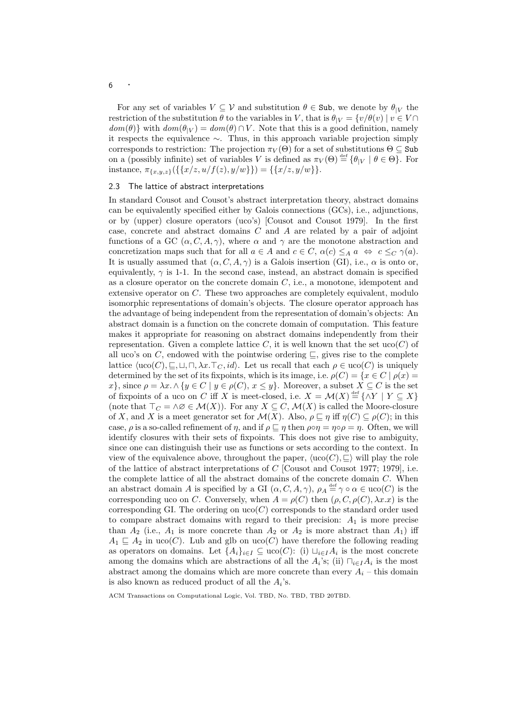For any set of variables $V \subseteq \mathcal{V}$ and substitution $\theta \in \mathtt{Sub}$, we denote by $\theta_{|V}$ the restriction of the substitution $\theta$ to the variables in $V$, that is $\theta_{|V} = \{v/\theta(v) \mid v \in V \cap dom(\theta)\}$ with $dom(\theta_{|V}) = dom(\theta) \cap V$. Note that this is a good definition, namely it respects the equivalence $\sim$. Thus, in this approach variable projection simply corresponds to restriction: The projection $\pi_V(\Theta)$ for a set of substitutions $\Theta \subseteq \mathtt{Sub}$ on a (possibly infinite) set of variables $V$ is defined as $\pi_V(\Theta) \stackrel{\text{def}}{=} \{\theta_{|V} \mid \theta \in \Theta\}$. For instance, $\pi_{\{x,y,z\}}(\{\{x/z, u/f(z), y/w\}\}) = \{\{x/z, y/w\}\}$.

### 2.3 The lattice of abstract interpretations

In standard Cousot and Cousot's abstract interpretation theory, abstract domains can be equivalently specified either by Galois connections (GCs), i.e., adjunctions, or by (upper) closure operators (uco's) [Cousot and Cousot 1979]. In the first case, concrete and abstract domains $C$ and $A$ are related by a pair of adjoint functions of a GC $(\alpha, C, A, \gamma)$, where $\alpha$ and $\gamma$ are the monotone abstraction and concretization maps such that for all $a \in A$ and $c \in C$, $\alpha(c) \leq_A a \;\Leftrightarrow\; c \leq_C \gamma(a)$. It is usually assumed that $(\alpha, C, A, \gamma)$ is a Galois insertion (GI), i.e., $\alpha$ is onto or, equivalently, $\gamma$ is 1-1. In the second case, instead, an abstract domain is specified as a closure operator on the concrete domain $C$, i.e., a monotone, idempotent and extensive operator on $C$. These two approaches are completely equivalent, modulo isomorphic representations of domain's objects. The closure operator approach has the advantage of being independent from the representation of domain's objects: An abstract domain is a function on the concrete domain of computation. This feature makes it appropriate for reasoning on abstract domains independently from their representation. Given a complete lattice $C$, it is well known that the set $\mathrm{uco}(C)$ of all uco's on $C$, endowed with the pointwise ordering $\sqsubseteq$, gives rise to the complete lattice $\langle \mathrm{uco}(C), \sqsubseteq, \sqcup, \sqcap, \lambda x.\top_C, id\rangle$. Let us recall that each $\rho \in \mathrm{uco}(C)$ is uniquely determined by the set of its fixpoints, which is its image, i.e. $\rho(C) = \{x \in C \mid \rho(x) = x\}$, since $\rho = \lambda x. \wedge \{y \in C \mid y \in \rho(C),\, x \leq y\}$. Moreover, a subset $X \subseteq C$ is the set of fixpoints of a uco on $C$ iff $X$ is meet-closed, i.e. $X = \mathcal{M}(X) \stackrel{\text{def}}{=} \{\wedge Y \mid Y \subseteq X\}$ (note that $\top_C = \wedge\varnothing \in \mathcal{M}(X)$). For any $X \subseteq C$, $\mathcal{M}(X)$ is called the Moore-closure of $X$, and $X$ is a meet generator set for $\mathcal{M}(X)$. Also, $\rho \sqsubseteq \eta$ iff $\eta(C) \subseteq \rho(C)$; in this case, $\rho$ is a so-called refinement of $\eta$, and if $\rho \sqsubseteq \eta$ then $\rho \circ \eta = \eta \circ \rho = \eta$. Often, we will identify closures with their sets of fixpoints. This does not give rise to ambiguity, since one can distinguish their use as functions or sets according to the context. In view of the equivalence above, throughout the paper, $\langle \mathrm{uco}(C), \sqsubseteq\rangle$ will play the role of the lattice of abstract interpretations of $C$ [Cousot and Cousot 1977; 1979], i.e. the complete lattice of all the abstract domains of the concrete domain $C$. When an abstract domain $A$ is specified by a GI $(\alpha, C, A, \gamma)$, $\rho_A \stackrel{\text{def}}{=} \gamma \circ \alpha \in \mathrm{uco}(C)$ is the corresponding uco on $C$. Conversely, when $A = \rho(C)$ then $(\rho, C, \rho(C), \lambda x.x)$ is the corresponding GI. The ordering on $\mathrm{uco}(C)$ corresponds to the standard order used to compare abstract domains with regard to their precision: $A_1$ is more precise than $A_2$ (i.e., $A_1$ is more concrete than $A_2$ or $A_2$ is more abstract than $A_1$) iff $A_1 \sqsubseteq A_2$ in $\mathrm{uco}(C)$. Lub and glb on $\mathrm{uco}(C)$ have therefore the following reading as operators on domains. Let $\{A_i\}_{i \in I} \subseteq \mathrm{uco}(C)$: (i) $\sqcup_{i \in I} A_i$ is the most concrete among the domains which are abstractions of all the $A_i$'s; (ii) $\sqcap_{i \in I} A_i$ is the most abstract among the domains which are more concrete than every $A_i$ – this domain is also known as reduced product of all the $A_i$'s.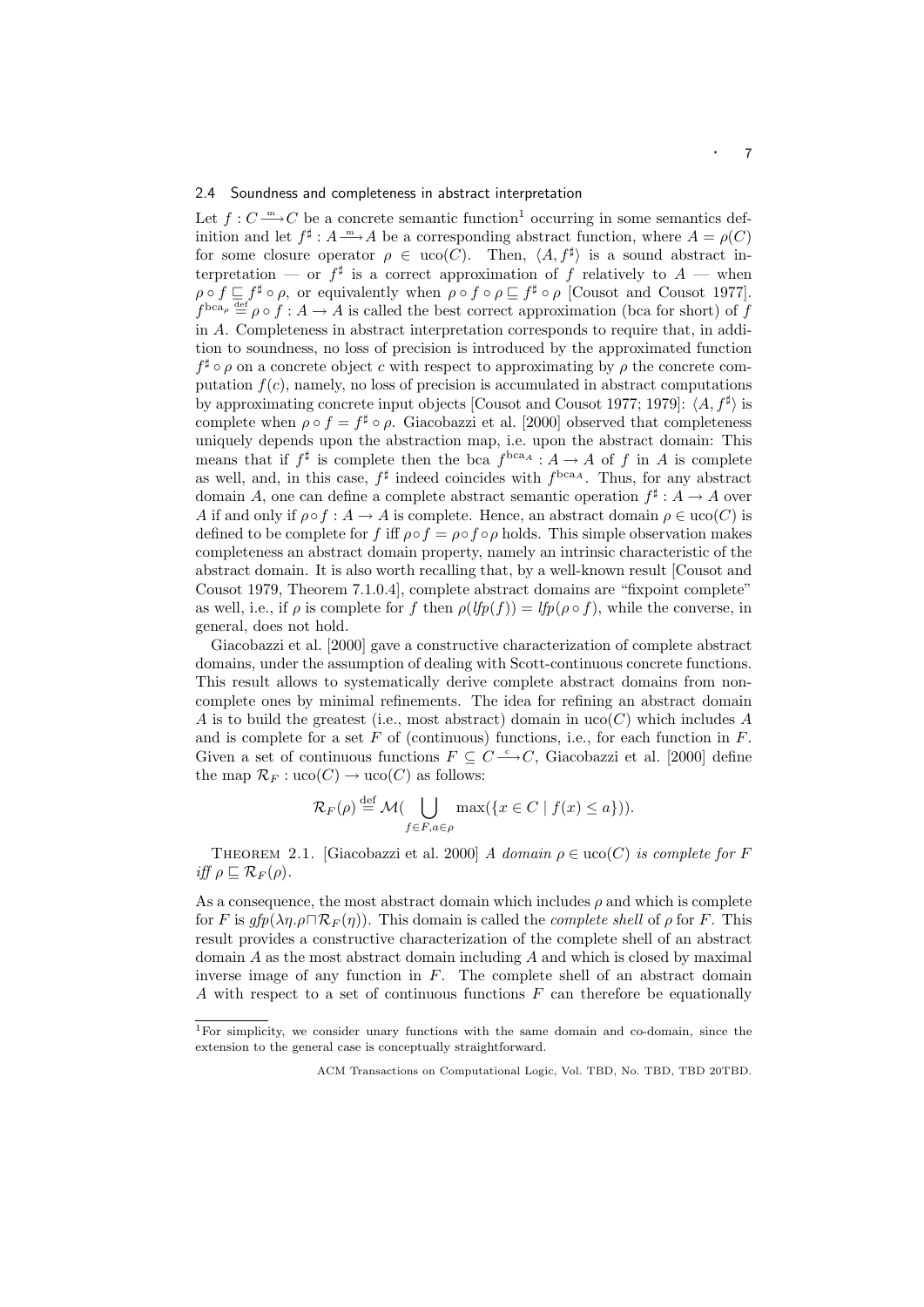### 2.4 Soundness and completeness in abstract interpretation

Let $f : C \xrightarrow{m} C$ be a concrete semantic function[1] occurring in some semantics definition and let $f^\sharp : A \xrightarrow{m} A$ be a corresponding abstract function, where $A = \rho(C)$ for some closure operator $\rho \in \text{uco}(C)$. Then, $\langle A, f^\sharp \rangle$ is a sound abstract interpretation — or $f^\sharp$ is a correct approximation of $f$ relatively to $A$ — when $\rho \circ f \sqsubseteq f^\sharp \circ \rho$, or equivalently when $\rho \circ f \circ \rho \sqsubseteq f^\sharp \circ \rho$ [Cousot and Cousot 1977]. $f^{\text{bca}_\rho} \stackrel{\text{def}}{=} \rho \circ f : A \to A$ is called the best correct approximation (bca for short) of $f$ in $A$. Completeness in abstract interpretation corresponds to require that, in addition to soundness, no loss of precision is introduced by the approximated function $f^\sharp \circ \rho$ on a concrete object $c$ with respect to approximating by $\rho$ the concrete computation $f(c)$, namely, no loss of precision is accumulated in abstract computations by approximating concrete input objects [Cousot and Cousot 1977; 1979]: $\langle A, f^\sharp \rangle$ is complete when $\rho \circ f = f^\sharp \circ \rho$. Giacobazzi et al. [2000] observed that completeness uniquely depends upon the abstraction map, i.e. upon the abstract domain: This means that if $f^\sharp$ is complete then the bca $f^{\text{bca}_A} : A \to A$ of $f$ in $A$ is complete as well, and, in this case, $f^\sharp$ indeed coincides with $f^{\text{bca}_A}$. Thus, for any abstract domain $A$, one can define a complete abstract semantic operation $f^\sharp : A \to A$ over $A$ if and only if $\rho \circ f : A \to A$ is complete. Hence, an abstract domain $\rho \in \text{uco}(C)$ is defined to be complete for $f$ iff $\rho \circ f = \rho \circ f \circ \rho$ holds. This simple observation makes completeness an abstract domain property, namely an intrinsic characteristic of the abstract domain. It is also worth recalling that, by a well-known result [Cousot and Cousot 1979, Theorem 7.1.0.4], complete abstract domains are "fixpoint complete" as well, i.e., if $\rho$ is complete for $f$ then $\rho(\mathit{lfp}(f)) = \mathit{lfp}(\rho \circ f)$, while the converse, in general, does not hold.

Giacobazzi et al. [2000] gave a constructive characterization of complete abstract domains, under the assumption of dealing with Scott-continuous concrete functions. This result allows to systematically derive complete abstract domains from non-complete ones by minimal refinements. The idea for refining an abstract domain $A$ is to build the greatest (i.e., most abstract) domain in $\text{uco}(C)$ which includes $A$ and is complete for a set $F$ of (continuous) functions, i.e., for each function in $F$. Given a set of continuous functions $F \subseteq C \xrightarrow{c} C$, Giacobazzi et al. [2000] define the map $\mathcal{R}_F : \text{uco}(C) \to \text{uco}(C)$ as follows:

$$\mathcal{R}_F(\rho) \stackrel{\text{def}}{=} \mathcal{M}\Big(\bigcup_{f \in F, a \in \rho} \max(\{x \in C \mid f(x) \leq a\})\Big).$$

THEOREM 2.1. [Giacobazzi et al. 2000] *A domain $\rho \in \text{uco}(C)$ is complete for $F$ iff $\rho \sqsubseteq \mathcal{R}_F(\rho)$.*

As a consequence, the most abstract domain which includes $\rho$ and which is complete for $F$ is $\mathit{gfp}(\lambda\eta.\rho \sqcap \mathcal{R}_F(\eta))$. This domain is called the *complete shell* of $\rho$ for $F$. This result provides a constructive characterization of the complete shell of an abstract domain $A$ as the most abstract domain including $A$ and which is closed by maximal inverse image of any function in $F$. The complete shell of an abstract domain $A$ with respect to a set of continuous functions $F$ can therefore be equationally

[1] For simplicity, we consider unary functions with the same domain and co-domain, since the extension to the general case is conceptually straightforward.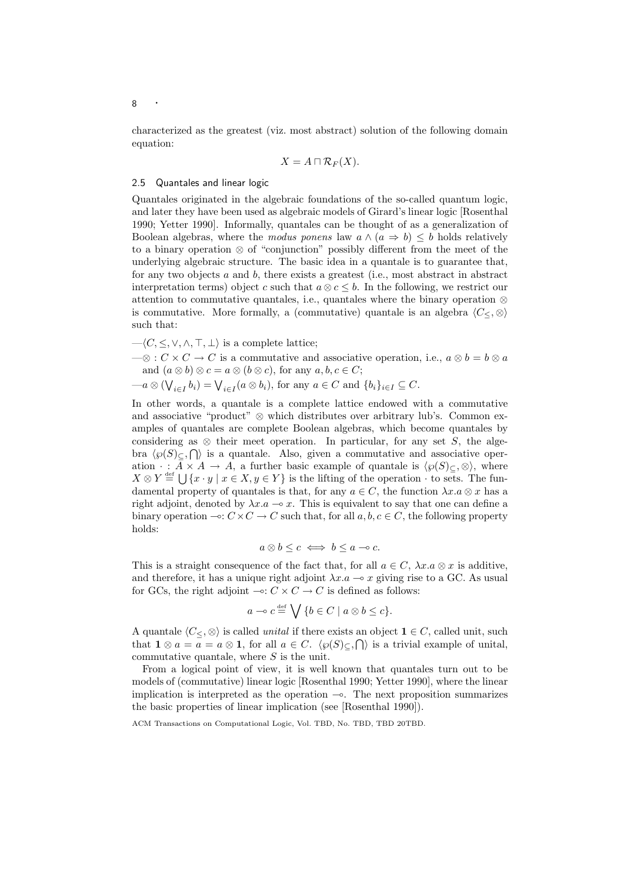characterized as the greatest (viz. most abstract) solution of the following domain equation:

$$X = A \sqcap \mathcal{R}_F(X).$$

### 2.5 Quantales and linear logic

Quantales originated in the algebraic foundations of the so-called quantum logic, and later they have been used as algebraic models of Girard's linear logic [Rosenthal 1990; Yetter 1990]. Informally, quantales can be thought of as a generalization of Boolean algebras, where the *modus ponens* law $a \wedge (a \Rightarrow b) \leq b$ holds relatively to a binary operation $\otimes$ of "conjunction" possibly different from the meet of the underlying algebraic structure. The basic idea in a quantale is to guarantee that, for any two objects $a$ and $b$, there exists a greatest (i.e., most abstract in abstract interpretation terms) object $c$ such that $a \otimes c \leq b$. In the following, we restrict our attention to commutative quantales, i.e., quantales where the binary operation $\otimes$ is commutative. More formally, a (commutative) quantale is an algebra $\langle C_{\leq}, \otimes \rangle$ such that:

—$\langle C, \leq, \vee, \wedge, \top, \bot \rangle$ is a complete lattice;

—$\otimes : C \times C \to C$ is a commutative and associative operation, i.e., $a \otimes b = b \otimes a$ and $(a \otimes b) \otimes c = a \otimes (b \otimes c)$, for any $a, b, c \in C$;

—$a \otimes (\bigvee_{i \in I} b_i) = \bigvee_{i \in I} (a \otimes b_i)$, for any $a \in C$ and $\{b_i\}_{i \in I} \subseteq C$.

In other words, a quantale is a complete lattice endowed with a commutative and associative "product" $\otimes$ which distributes over arbitrary lub's. Common examples of quantales are complete Boolean algebras, which become quantales by considering as $\otimes$ their meet operation. In particular, for any set $S$, the algebra $\langle \wp(S)_{\subseteq}, \bigcap \rangle$ is a quantale. Also, given a commutative and associative operation $\cdot : A \times A \to A$, a further basic example of quantale is $\langle \wp(S)_{\subseteq}, \otimes \rangle$, where $X \otimes Y \stackrel{\text{def}}{=} \bigcup \{x \cdot y \mid x \in X, y \in Y\}$ is the lifting of the operation $\cdot$ to sets. The fundamental property of quantales is that, for any $a \in C$, the function $\lambda x.a \otimes x$ has a right adjoint, denoted by $\lambda x.a \multimap x$. This is equivalent to say that one can define a binary operation $\multimap : C \times C \to C$ such that, for all $a, b, c \in C$, the following property holds:

$$a \otimes b \leq c \iff b \leq a \multimap c.$$

This is a straight consequence of the fact that, for all $a \in C$, $\lambda x.a \otimes x$ is additive, and therefore, it has a unique right adjoint $\lambda x.a \multimap x$ giving rise to a GC. As usual for GCs, the right adjoint $\multimap : C \times C \to C$ is defined as follows:

$$a \multimap c \stackrel{\text{def}}{=} \bigvee \{b \in C \mid a \otimes b \leq c\}.$$

A quantale $\langle C_{\leq}, \otimes \rangle$ is called *unital* if there exists an object $\mathbf{1} \in C$, called unit, such that $\mathbf{1} \otimes a = a = a \otimes \mathbf{1}$, for all $a \in C$. $\langle \wp(S)_{\subseteq}, \bigcap \rangle$ is a trivial example of unital, commutative quantale, where $S$ is the unit.

From a logical point of view, it is well known that quantales turn out to be models of (commutative) linear logic [Rosenthal 1990; Yetter 1990], where the linear implication is interpreted as the operation $\multimap$. The next proposition summarizes the basic properties of linear implication (see [Rosenthal 1990]).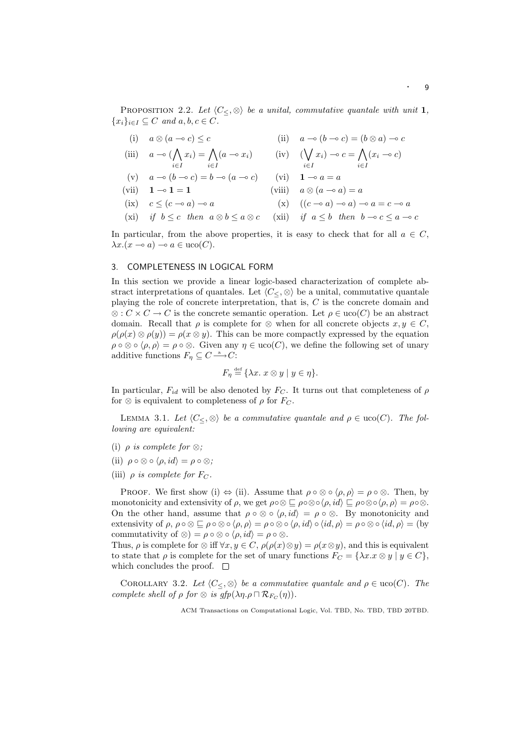PROPOSITION 2.2. *Let $\langle C_{\leq}, \otimes\rangle$ be a unital, commutative quantale with unit $\mathbf{1}$, $\{x_i\}_{i\in I} \subseteq C$ and $a, b, c \in C$.*

| | | | |
|---|---|---|---|
| (i) | $a \otimes (a \multimap c) \leq c$ | (ii) | $a \multimap (b \multimap c) = (b \otimes a) \multimap c$ |
| (iii) | $a \multimap (\bigwedge_{i\in I} x_i) = \bigwedge_{i\in I}(a \multimap x_i)$ | (iv) | $(\bigvee_{i\in I} x_i) \multimap c = \bigwedge_{i\in I}(x_i \multimap c)$ |
| (v) | $a \multimap (b \multimap c) = b \multimap (a \multimap c)$ | (vi) | $\mathbf{1} \multimap a = a$ |
| (vii) | $\mathbf{1} \multimap \mathbf{1} = \mathbf{1}$ | (viii) | $a \otimes (a \multimap a) = a$ |
| (ix) | $c \leq (c \multimap a) \multimap a$ | (x) | $((c \multimap a) \multimap a) \multimap a = c \multimap a$ |
| (xi) | *if* $b \leq c$ *then* $a \otimes b \leq a \otimes c$ | (xii) | *if* $a \leq b$ *then* $b \multimap c \leq a \multimap c$ |

In particular, from the above properties, it is easy to check that for all $a \in C$, $\lambda x.(x \multimap a) \multimap a \in \mathrm{uco}(C)$.

## 3. COMPLETENESS IN LOGICAL FORM

In this section we provide a linear logic-based characterization of complete abstract interpretations of quantales. Let $\langle C_{\leq}, \otimes\rangle$ be a unital, commutative quantale playing the role of concrete interpretation, that is, $C$ is the concrete domain and $\otimes : C \times C \to C$ is the concrete semantic operation. Let $\rho \in \mathrm{uco}(C)$ be an abstract domain. Recall that $\rho$ is complete for $\otimes$ when for all concrete objects $x, y \in C$, $\rho(\rho(x) \otimes \rho(y)) = \rho(x \otimes y)$. This can be more compactly expressed by the equation $\rho \circ \otimes \circ \langle \rho, \rho\rangle = \rho \circ \otimes$. Given any $\eta \in \mathrm{uco}(C)$, we define the following set of unary additive functions $F_\eta \subseteq C \xrightarrow{\text{a}} C$:

$$F_\eta \stackrel{\text{def}}{=} \{\lambda x.\ x \otimes y \mid y \in \eta\}.$$

In particular, $F_{id}$ will be also denoted by $F_C$. It turns out that completeness of $\rho$ for $\otimes$ is equivalent to completeness of $\rho$ for $F_C$.

LEMMA 3.1. *Let $\langle C_{\leq}, \otimes\rangle$ be a commutative quantale and $\rho \in \mathrm{uco}(C)$. The following are equivalent:*

(i) *$\rho$ is complete for $\otimes$;*

(ii) *$\rho \circ \otimes \circ \langle \rho, id\rangle = \rho \circ \otimes$;*

(iii) *$\rho$ is complete for $F_C$.*

PROOF. We first show (i) $\Leftrightarrow$ (ii). Assume that $\rho \circ \otimes \circ \langle \rho, \rho\rangle = \rho \circ \otimes$. Then, by monotonicity and extensivity of $\rho$, we get $\rho\circ\otimes \sqsubseteq \rho\circ\otimes\circ\langle\rho, id\rangle \sqsubseteq \rho\circ\otimes\circ\langle\rho,\rho\rangle = \rho\circ\otimes$. On the other hand, assume that $\rho \circ \otimes \circ \langle \rho, id\rangle = \rho \circ \otimes$. By monotonicity and extensivity of $\rho$, $\rho \circ \otimes \sqsubseteq \rho \circ \otimes \circ \langle \rho, \rho\rangle = \rho \circ \otimes \circ \langle \rho, id\rangle \circ \langle id, \rho\rangle = \rho \circ \otimes \circ \langle id, \rho\rangle =$ (by commutativity of $\otimes$) $= \rho \circ \otimes \circ \langle \rho, id\rangle = \rho \circ \otimes$.

Thus, $\rho$ is complete for $\otimes$ iff $\forall x, y \in C$, $\rho(\rho(x)\otimes y) = \rho(x\otimes y)$, and this is equivalent to state that $\rho$ is complete for the set of unary functions $F_C = \{\lambda x.x \otimes y \mid y \in C\}$, which concludes the proof. $\square$

COROLLARY 3.2. *Let $\langle C_{\leq}, \otimes\rangle$ be a commutative quantale and $\rho \in \mathrm{uco}(C)$. The complete shell of $\rho$ for $\otimes$ is $gfp(\lambda\eta.\rho \sqcap \mathcal{R}_{F_C}(\eta))$.*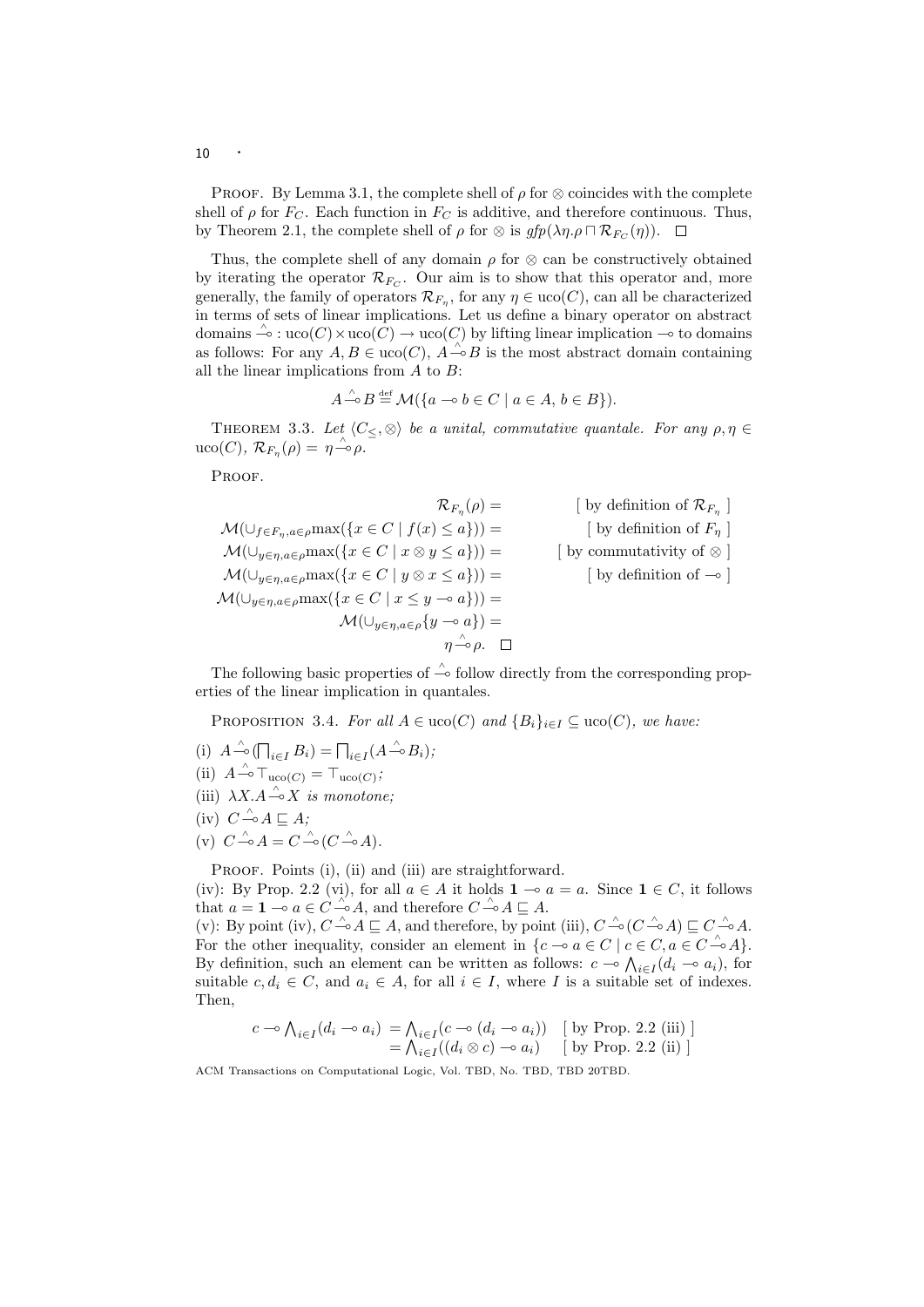PROOF. By Lemma 3.1, the complete shell of $\rho$ for $\otimes$ coincides with the complete shell of $\rho$ for $F_C$. Each function in $F_C$ is additive, and therefore continuous. Thus, by Theorem 2.1, the complete shell of $\rho$ for $\otimes$ is $gfp(\lambda\eta.\rho \sqcap \mathcal{R}_{F_C}(\eta))$. $\square$

Thus, the complete shell of any domain $\rho$ for $\otimes$ can be constructively obtained by iterating the operator $\mathcal{R}_{F_C}$. Our aim is to show that this operator and, more generally, the family of operators $\mathcal{R}_{F_\eta}$, for any $\eta \in \mathrm{uco}(C)$, can all be characterized in terms of sets of linear implications. Let us define a binary operator on abstract domains $\hat{\multimap} : \mathrm{uco}(C) \times \mathrm{uco}(C) \to \mathrm{uco}(C)$ by lifting linear implication $\multimap$ to domains as follows: For any $A, B \in \mathrm{uco}(C)$, $A \hat{\multimap} B$ is the most abstract domain containing all the linear implications from $A$ to $B$:

$$A \hat{\multimap} B \stackrel{\text{def}}{=} \mathcal{M}(\{a \multimap b \in C \mid a \in A,\, b \in B\}).$$

THEOREM 3.3. *Let $\langle C_\leq, \otimes \rangle$ be a unital, commutative quantale. For any $\rho, \eta \in \mathrm{uco}(C)$, $\mathcal{R}_{F_\eta}(\rho) = \eta \hat{\multimap} \rho$.*

PROOF.

$$
\begin{aligned}
\mathcal{R}_{F_\eta}(\rho) &= && [\text{ by definition of } \mathcal{R}_{F_\eta} ]\\
\mathcal{M}(\cup_{f\in F_\eta, a\in\rho} \max(\{x \in C \mid f(x) \leq a\})) &= && [\text{ by definition of } F_\eta ]\\
\mathcal{M}(\cup_{y\in\eta, a\in\rho} \max(\{x \in C \mid x \otimes y \leq a\})) &= && [\text{ by commutativity of } \otimes ]\\
\mathcal{M}(\cup_{y\in\eta, a\in\rho} \max(\{x \in C \mid y \otimes x \leq a\})) &= && [\text{ by definition of } \multimap ]\\
\mathcal{M}(\cup_{y\in\eta, a\in\rho} \max(\{x \in C \mid x \leq y \multimap a\})) &= &&\\
\mathcal{M}(\cup_{y\in\eta, a\in\rho} \{y \multimap a\}) &= &&\\
\eta \hat{\multimap} \rho. \quad \square &&&
\end{aligned}
$$

The following basic properties of $\hat{\multimap}$ follow directly from the corresponding properties of the linear implication in quantales.

PROPOSITION 3.4. *For all $A \in \mathrm{uco}(C)$ and $\{B_i\}_{i\in I} \subseteq \mathrm{uco}(C)$, we have:*

(i) $A \hat{\multimap} (\bigsqcap_{i\in I} B_i) = \bigsqcap_{i\in I}(A \hat{\multimap} B_i)$;

(ii) $A \hat{\multimap} \top_{\mathrm{uco}(C)} = \top_{\mathrm{uco}(C)}$;

(iii) $\lambda X. A \hat{\multimap} X$ *is monotone;*

(iv) $C \hat{\multimap} A \sqsubseteq A$;

(v) $C \hat{\multimap} A = C \hat{\multimap} (C \hat{\multimap} A)$.

PROOF. Points (i), (ii) and (iii) are straightforward.

(iv): By Prop. 2.2 (vi), for all $a \in A$ it holds $\mathbf{1} \multimap a = a$. Since $\mathbf{1} \in C$, it follows that $a = \mathbf{1} \multimap a \in C \hat{\multimap} A$, and therefore $C \hat{\multimap} A \sqsubseteq A$.

(v): By point (iv), $C \hat{\multimap} A \sqsubseteq A$, and therefore, by point (iii), $C \hat{\multimap} (C \hat{\multimap} A) \sqsubseteq C \hat{\multimap} A$. For the other inequality, consider an element in $\{c \multimap a \in C \mid c \in C, a \in C \hat{\multimap} A\}$. By definition, such an element can be written as follows: $c \multimap \bigwedge_{i\in I}(d_i \multimap a_i)$, for suitable $c, d_i \in C$, and $a_i \in A$, for all $i \in I$, where $I$ is a suitable set of indexes. Then,

$$
\begin{aligned}
c \multimap \textstyle\bigwedge_{i\in I}(d_i \multimap a_i) &= \textstyle\bigwedge_{i\in I}(c \multimap (d_i \multimap a_i)) && [\text{ by Prop. 2.2 (iii) }]\\
&= \textstyle\bigwedge_{i\in I}((d_i \otimes c) \multimap a_i) && [\text{ by Prop. 2.2 (ii) }]
\end{aligned}
$$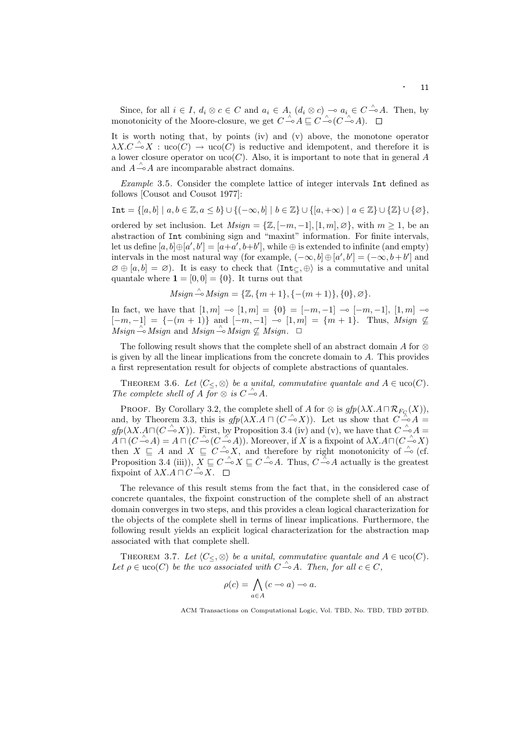Since, for all $i \in I$, $d_i \otimes c \in C$ and $a_i \in A$, $(d_i \otimes c) \multimap a_i \in C \mathbin{\hat{\multimap}} A$. Then, by monotonicity of the Moore-closure, we get $C \mathbin{\hat{\multimap}} A \sqsubseteq C \mathbin{\hat{\multimap}} (C \mathbin{\hat{\multimap}} A)$. $\square$

It is worth noting that, by points (iv) and (v) above, the monotone operator $\lambda X. C \mathbin{\hat{\multimap}} X : \mathrm{uco}(C) \to \mathrm{uco}(C)$ is reductive and idempotent, and therefore it is a lower closure operator on $\mathrm{uco}(C)$. Also, it is important to note that in general $A$ and $A \mathbin{\hat{\multimap}} A$ are incomparable abstract domains.

*Example* 3.5. Consider the complete lattice of integer intervals `Int` defined as follows [Cousot and Cousot 1977]:

$$\mathtt{Int} = \{[a,b] \mid a,b \in \mathbb{Z}, a \leq b\} \cup \{(-\infty, b] \mid b \in \mathbb{Z}\} \cup \{[a, +\infty) \mid a \in \mathbb{Z}\} \cup \{\mathbb{Z}\} \cup \{\varnothing\},$$

ordered by set inclusion. Let $Msign = \{\mathbb{Z}, [-m,-1], [1,m], \varnothing\}$, with $m \geq 1$, be an abstraction of `Int` combining sign and "maxint" information. For finite intervals, let us define $[a,b] \oplus [a',b'] = [a+a', b+b']$, while $\oplus$ is extended to infinite (and empty) intervals in the most natural way (for example, $(-\infty, b] \oplus [a', b'] = (-\infty, b+b']$ and $\varnothing \oplus [a,b] = \varnothing$). It is easy to check that $\langle \mathtt{Int}_{\subseteq}, \oplus \rangle$ is a commutative and unital quantale where $\mathbf{1} = [0,0] = \{0\}$. It turns out that

$$Msign \mathbin{\hat{\multimap}} Msign = \{\mathbb{Z}, \{m+1\}, \{-(m+1)\}, \{0\}, \varnothing\}.$$

In fact, we have that $[1,m] \multimap [1,m] = \{0\} = [-m,-1] \multimap [-m,-1]$, $[1,m] \multimap [-m,-1] = \{-(m+1)\}$ and $[-m,-1] \multimap [1,m] = \{m+1\}$. Thus, $Msign \not\sqsubseteq Msign \mathbin{\hat{\multimap}} Msign$ and $Msign \mathbin{\hat{\multimap}} Msign \not\sqsubseteq Msign$. $\square$

The following result shows that the complete shell of an abstract domain $A$ for $\otimes$ is given by all the linear implications from the concrete domain to $A$. This provides a first representation result for objects of complete abstractions of quantales.

THEOREM 3.6. *Let $\langle C_{\leq}, \otimes \rangle$ be a unital, commutative quantale and $A \in \mathrm{uco}(C)$. The complete shell of $A$ for $\otimes$ is $C \mathbin{\hat{\multimap}} A$.*

PROOF. By Corollary 3.2, the complete shell of $A$ for $\otimes$ is $gfp(\lambda X. A \sqcap \mathcal{R}_{F_C}(X))$, and, by Theorem 3.3, this is $gfp(\lambda X. A \sqcap (C \mathbin{\hat{\multimap}} X))$. Let us show that $C \mathbin{\hat{\multimap}} A = gfp(\lambda X. A \sqcap (C \mathbin{\hat{\multimap}} X))$. First, by Proposition 3.4 (iv) and (v), we have that $C \mathbin{\hat{\multimap}} A = A \sqcap (C \mathbin{\hat{\multimap}} A) = A \sqcap (C \mathbin{\hat{\multimap}} (C \mathbin{\hat{\multimap}} A))$. Moreover, if $X$ is a fixpoint of $\lambda X. A \sqcap (C \mathbin{\hat{\multimap}} X)$ then $X \sqsubseteq A$ and $X \sqsubseteq C \mathbin{\hat{\multimap}} X$, and therefore by right monotonicity of $\hat{\multimap}$ (cf. Proposition 3.4 (iii)), $X \sqsubseteq C \mathbin{\hat{\multimap}} X \sqsubseteq C \mathbin{\hat{\multimap}} A$. Thus, $C \mathbin{\hat{\multimap}} A$ actually is the greatest fixpoint of $\lambda X. A \sqcap C \mathbin{\hat{\multimap}} X$. $\square$

The relevance of this result stems from the fact that, in the considered case of concrete quantales, the fixpoint construction of the complete shell of an abstract domain converges in two steps, and this provides a clean logical characterization for the objects of the complete shell in terms of linear implications. Furthermore, the following result yields an explicit logical characterization for the abstraction map associated with that complete shell.

THEOREM 3.7. *Let $\langle C_{\leq}, \otimes \rangle$ be a unital, commutative quantale and $A \in \mathrm{uco}(C)$. Let $\rho \in \mathrm{uco}(C)$ be the uco associated with $C \mathbin{\hat{\multimap}} A$. Then, for all $c \in C$,*

$$\rho(c) = \bigwedge_{a \in A} (c \multimap a) \multimap a.$$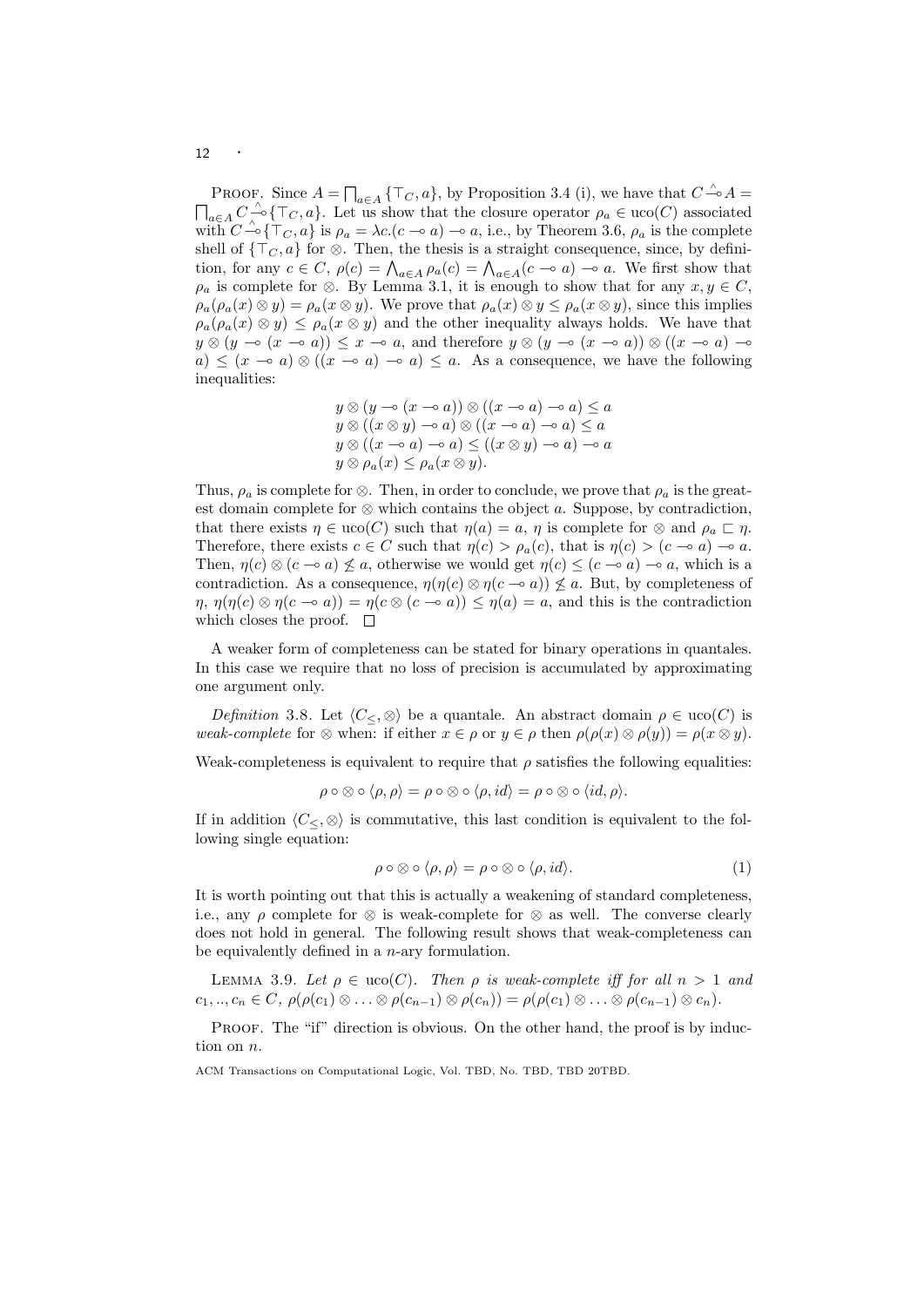PROOF. Since $A = \bigsqcap_{a \in A} \{\top_C, a\}$, by Proposition 3.4 (i), we have that $C \overset{\wedge}{\multimap} A = \bigsqcap_{a \in A} C \overset{\wedge}{\multimap} \{\top_C, a\}$. Let us show that the closure operator $\rho_a \in \text{uco}(C)$ associated with $C \overset{\wedge}{\multimap} \{\top_C, a\}$ is $\rho_a = \lambda c.(c \multimap a) \multimap a$, i.e., by Theorem 3.6, $\rho_a$ is the complete shell of $\{\top_C, a\}$ for $\otimes$. Then, the thesis is a straight consequence, since, by definition, for any $c \in C$, $\rho(c) = \bigwedge_{a \in A} \rho_a(c) = \bigwedge_{a \in A} (c \multimap a) \multimap a$. We first show that $\rho_a$ is complete for $\otimes$. By Lemma 3.1, it is enough to show that for any $x, y \in C$, $\rho_a(\rho_a(x) \otimes y) = \rho_a(x \otimes y)$. We prove that $\rho_a(x) \otimes y \leq \rho_a(x \otimes y)$, since this implies $\rho_a(\rho_a(x) \otimes y) \leq \rho_a(x \otimes y)$ and the other inequality always holds. We have that $y \otimes (y \multimap (x \multimap a)) \leq x \multimap a$, and therefore $y \otimes (y \multimap (x \multimap a)) \otimes ((x \multimap a) \multimap a) \leq (x \multimap a) \otimes ((x \multimap a) \multimap a) \leq a$. As a consequence, we have the following inequalities:

$$
\begin{aligned}
& y \otimes (y \multimap (x \multimap a)) \otimes ((x \multimap a) \multimap a) \leq a \\
& y \otimes ((x \otimes y) \multimap a) \otimes ((x \multimap a) \multimap a) \leq a \\
& y \otimes ((x \multimap a) \multimap a) \leq ((x \otimes y) \multimap a) \multimap a \\
& y \otimes \rho_a(x) \leq \rho_a(x \otimes y).
\end{aligned}
$$

Thus, $\rho_a$ is complete for $\otimes$. Then, in order to conclude, we prove that $\rho_a$ is the greatest domain complete for $\otimes$ which contains the object $a$. Suppose, by contradiction, that there exists $\eta \in \text{uco}(C)$ such that $\eta(a) = a$, $\eta$ is complete for $\otimes$ and $\rho_a \sqsubset \eta$. Therefore, there exists $c \in C$ such that $\eta(c) > \rho_a(c)$, that is $\eta(c) > (c \multimap a) \multimap a$. Then, $\eta(c) \otimes (c \multimap a) \not\leq a$, otherwise we would get $\eta(c) \leq (c \multimap a) \multimap a$, which is a contradiction. As a consequence, $\eta(\eta(c) \otimes \eta(c \multimap a)) \not\leq a$. But, by completeness of $\eta$, $\eta(\eta(c) \otimes \eta(c \multimap a)) = \eta(c \otimes (c \multimap a)) \leq \eta(a) = a$, and this is the contradiction which closes the proof. $\square$

A weaker form of completeness can be stated for binary operations in quantales. In this case we require that no loss of precision is accumulated by approximating one argument only.

*Definition* 3.8. Let $\langle C_{\leq}, \otimes \rangle$ be a quantale. An abstract domain $\rho \in \text{uco}(C)$ is *weak-complete* for $\otimes$ when: if either $x \in \rho$ or $y \in \rho$ then $\rho(\rho(x) \otimes \rho(y)) = \rho(x \otimes y)$.

Weak-completeness is equivalent to require that $\rho$ satisfies the following equalities:

$$\rho \circ \otimes \circ \langle \rho, \rho \rangle = \rho \circ \otimes \circ \langle \rho, id \rangle = \rho \circ \otimes \circ \langle id, \rho \rangle.$$

If in addition $\langle C_{\leq}, \otimes \rangle$ is commutative, this last condition is equivalent to the following single equation:

$$\rho \circ \otimes \circ \langle \rho, \rho \rangle = \rho \circ \otimes \circ \langle \rho, id \rangle. \tag{1}$$

It is worth pointing out that this is actually a weakening of standard completeness, i.e., any $\rho$ complete for $\otimes$ is weak-complete for $\otimes$ as well. The converse clearly does not hold in general. The following result shows that weak-completeness can be equivalently defined in a $n$-ary formulation.

LEMMA 3.9. *Let $\rho \in \text{uco}(C)$. Then $\rho$ is weak-complete iff for all $n > 1$ and $c_1, .., c_n \in C$, $\rho(\rho(c_1) \otimes \ldots \otimes \rho(c_{n-1}) \otimes \rho(c_n)) = \rho(\rho(c_1) \otimes \ldots \otimes \rho(c_{n-1}) \otimes c_n)$.*

PROOF. The "if" direction is obvious. On the other hand, the proof is by induction on $n$.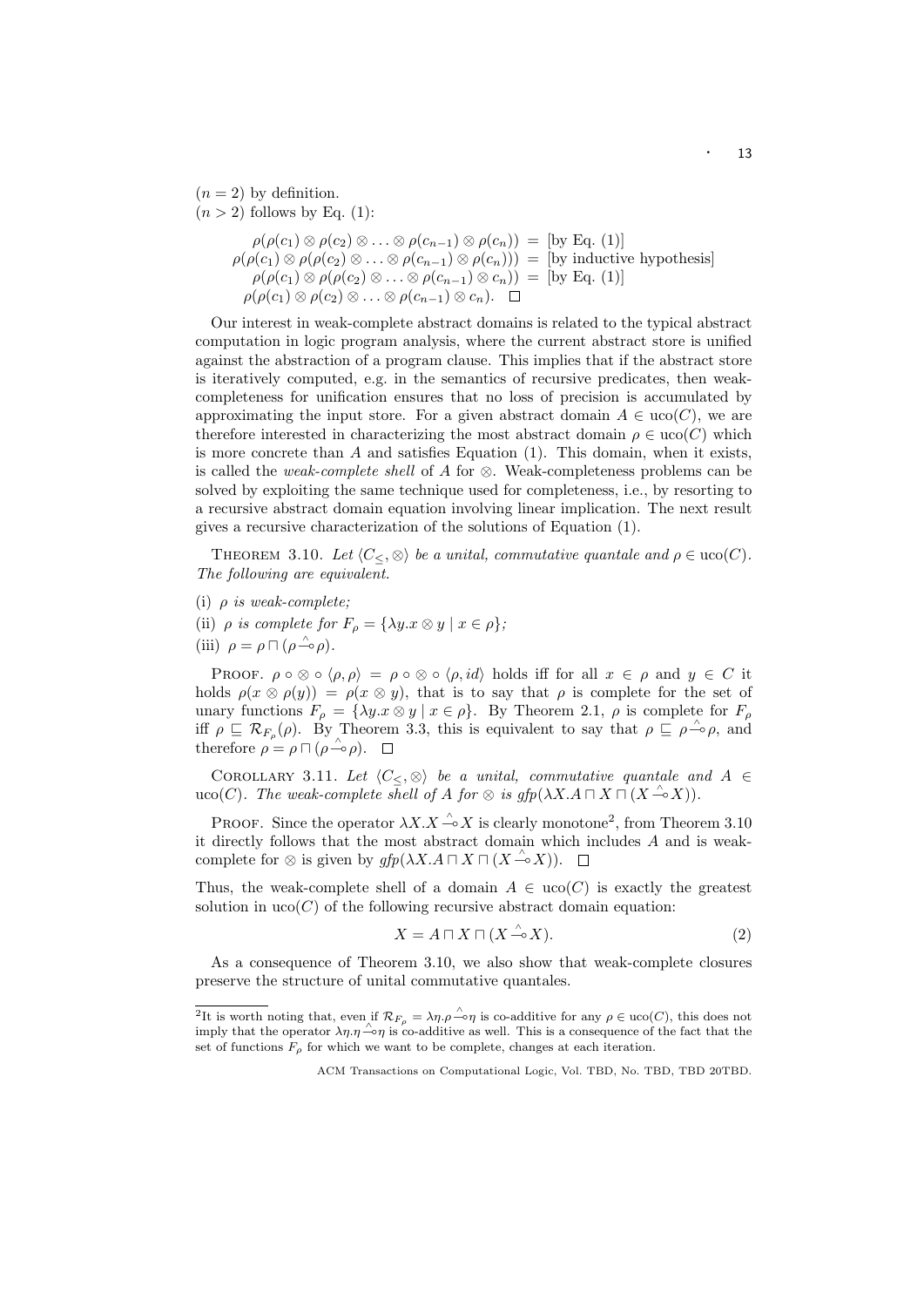($n = 2$) by definition.
($n > 2$) follows by Eq. (1):

$$
\begin{aligned}
\rho(\rho(c_1) \otimes \rho(c_2) \otimes \ldots \otimes \rho(c_{n-1}) \otimes \rho(c_n)) &= \text{[by Eq. (1)]} \\
\rho(\rho(c_1) \otimes \rho(\rho(c_2) \otimes \ldots \otimes \rho(c_{n-1}) \otimes \rho(c_n))) &= \text{[by inductive hypothesis]} \\
\rho(\rho(c_1) \otimes \rho(\rho(c_2) \otimes \ldots \otimes \rho(c_{n-1}) \otimes c_n)) &= \text{[by Eq. (1)]} \\
\rho(\rho(c_1) \otimes \rho(c_2) \otimes \ldots \otimes \rho(c_{n-1}) \otimes c_n). &\quad \square
\end{aligned}
$$

Our interest in weak-complete abstract domains is related to the typical abstract computation in logic program analysis, where the current abstract store is unified against the abstraction of a program clause. This implies that if the abstract store is iteratively computed, e.g. in the semantics of recursive predicates, then weak-completeness for unification ensures that no loss of precision is accumulated by approximating the input store. For a given abstract domain $A \in \text{uco}(C)$, we are therefore interested in characterizing the most abstract domain $\rho \in \text{uco}(C)$ which is more concrete than $A$ and satisfies Equation (1). This domain, when it exists, is called the *weak-complete shell* of $A$ for $\otimes$. Weak-completeness problems can be solved by exploiting the same technique used for completeness, i.e., by resorting to a recursive abstract domain equation involving linear implication. The next result gives a recursive characterization of the solutions of Equation (1).

THEOREM 3.10. *Let $\langle C_{\leq}, \otimes \rangle$ be a unital, commutative quantale and $\rho \in \text{uco}(C)$. The following are equivalent.*

(i) *$\rho$ is weak-complete;*

(ii) *$\rho$ is complete for $F_\rho = \{\lambda y. x \otimes y \mid x \in \rho\}$;*

(iii) *$\rho = \rho \sqcap (\rho \stackrel{\wedge}{\multimap} \rho)$.*

PROOF. $\rho \circ \otimes \circ \langle \rho, \rho \rangle = \rho \circ \otimes \circ \langle \rho, id \rangle$ holds iff for all $x \in \rho$ and $y \in C$ it holds $\rho(x \otimes \rho(y)) = \rho(x \otimes y)$, that is to say that $\rho$ is complete for the set of unary functions $F_\rho = \{\lambda y. x \otimes y \mid x \in \rho\}$. By Theorem 2.1, $\rho$ is complete for $F_\rho$ iff $\rho \sqsubseteq \mathcal{R}_{F_\rho}(\rho)$. By Theorem 3.3, this is equivalent to say that $\rho \sqsubseteq \rho \stackrel{\wedge}{\multimap} \rho$, and therefore $\rho = \rho \sqcap (\rho \stackrel{\wedge}{\multimap} \rho)$. $\square$

COROLLARY 3.11. *Let $\langle C_{\leq}, \otimes \rangle$ be a unital, commutative quantale and $A \in \text{uco}(C)$. The weak-complete shell of $A$ for $\otimes$ is $gfp(\lambda X. A \sqcap X \sqcap (X \stackrel{\wedge}{\multimap} X))$.*

PROOF. Since the operator $\lambda X. X \stackrel{\wedge}{\multimap} X$ is clearly monotone[2], from Theorem 3.10 it directly follows that the most abstract domain which includes $A$ and is weak-complete for $\otimes$ is given by $gfp(\lambda X. A \sqcap X \sqcap (X \stackrel{\wedge}{\multimap} X))$. $\square$

Thus, the weak-complete shell of a domain $A \in \text{uco}(C)$ is exactly the greatest solution in $\text{uco}(C)$ of the following recursive abstract domain equation:

$$X = A \sqcap X \sqcap (X \stackrel{\wedge}{\multimap} X). \tag{2}$$

As a consequence of Theorem 3.10, we also show that weak-complete closures preserve the structure of unital commutative quantales.

[2]It is worth noting that, even if $\mathcal{R}_{F_\rho} = \lambda\eta.\rho \stackrel{\wedge}{\multimap} \eta$ is co-additive for any $\rho \in \text{uco}(C)$, this does not imply that the operator $\lambda\eta.\eta \stackrel{\wedge}{\multimap} \eta$ is co-additive as well. This is a consequence of the fact that the set of functions $F_\rho$ for which we want to be complete, changes at each iteration.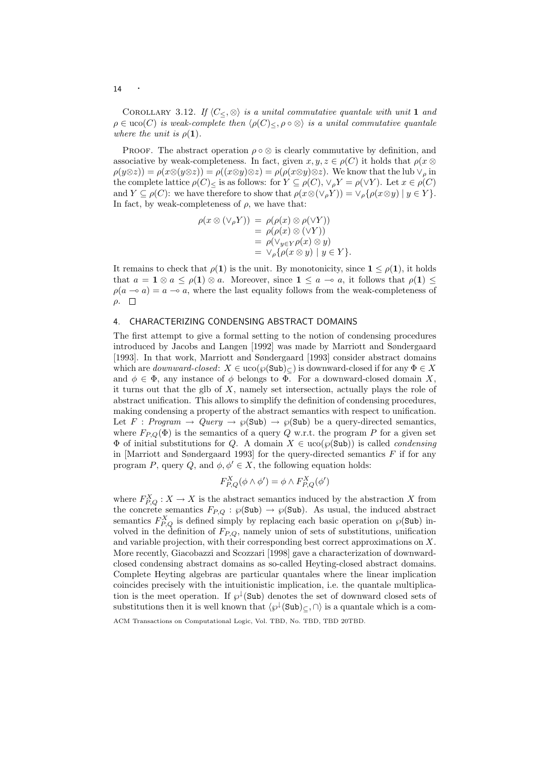COROLLARY 3.12. *If $\langle C_{\leq}, \otimes\rangle$ is a unital commutative quantale with unit $\mathbf{1}$ and $\rho \in \mathrm{uco}(C)$ is weak-complete then $\langle \rho(C)_{\leq}, \rho \circ \otimes\rangle$ is a unital commutative quantale where the unit is $\rho(\mathbf{1})$.*

PROOF. The abstract operation $\rho \circ \otimes$ is clearly commutative by definition, and associative by weak-completeness. In fact, given $x, y, z \in \rho(C)$ it holds that $\rho(x \otimes \rho(y \otimes z)) = \rho(x \otimes (y \otimes z)) = \rho((x \otimes y) \otimes z) = \rho(\rho(x \otimes y) \otimes z)$. We know that the lub $\vee_\rho$ in the complete lattice $\rho(C)_{\leq}$ is as follows: for $Y \subseteq \rho(C)$, $\vee_\rho Y = \rho(\vee Y)$. Let $x \in \rho(C)$ and $Y \subseteq \rho(C)$: we have therefore to show that $\rho(x \otimes (\vee_\rho Y)) = \vee_\rho\{\rho(x \otimes y) \mid y \in Y\}$. In fact, by weak-completeness of $\rho$, we have that:

$$
\begin{aligned}
\rho(x \otimes (\vee_\rho Y)) &= \rho(\rho(x) \otimes \rho(\vee Y)) \\
&= \rho(\rho(x) \otimes (\vee Y)) \\
&= \rho(\vee_{y \in Y} \rho(x) \otimes y) \\
&= \vee_\rho\{\rho(x \otimes y) \mid y \in Y\}.
\end{aligned}
$$

It remains to check that $\rho(\mathbf{1})$ is the unit. By monotonicity, since $\mathbf{1} \leq \rho(\mathbf{1})$, it holds that $a = \mathbf{1} \otimes a \leq \rho(\mathbf{1}) \otimes a$. Moreover, since $\mathbf{1} \leq a \multimap a$, it follows that $\rho(\mathbf{1}) \leq \rho(a \multimap a) = a \multimap a$, where the last equality follows from the weak-completeness of $\rho$. $\square$

## 4. CHARACTERIZING CONDENSING ABSTRACT DOMAINS

The first attempt to give a formal setting to the notion of condensing procedures introduced by Jacobs and Langen [1992] was made by Marriott and Søndergaard [1993]. In that work, Marriott and Søndergaard [1993] consider abstract domains which are *downward-closed*: $X \in \mathrm{uco}(\wp(\mathtt{Sub})_{\subseteq})$ is downward-closed if for any $\Phi \in X$ and $\phi \in \Phi$, any instance of $\phi$ belongs to $\Phi$. For a downward-closed domain $X$, it turns out that the glb of $X$, namely set intersection, actually plays the role of abstract unification. This allows to simplify the definition of condensing procedures, making condensing a property of the abstract semantics with respect to unification. Let $F : \mathit{Program} \to \mathit{Query} \to \wp(\mathtt{Sub}) \to \wp(\mathtt{Sub})$ be a query-directed semantics, where $F_{P,Q}(\Phi)$ is the semantics of a query $Q$ w.r.t. the program $P$ for a given set $\Phi$ of initial substitutions for $Q$. A domain $X \in \mathrm{uco}(\wp(\mathtt{Sub}))$ is called *condensing* in [Marriott and Søndergaard 1993] for the query-directed semantics $F$ if for any program $P$, query $Q$, and $\phi, \phi' \in X$, the following equation holds:

$$
F^X_{P,Q}(\phi \wedge \phi') = \phi \wedge F^X_{P,Q}(\phi')
$$

where $F^X_{P,Q} : X \to X$ is the abstract semantics induced by the abstraction $X$ from the concrete semantics $F_{P,Q} : \wp(\mathtt{Sub}) \to \wp(\mathtt{Sub})$. As usual, the induced abstract semantics $F^X_{P,Q}$ is defined simply by replacing each basic operation on $\wp(\mathtt{Sub})$ involved in the definition of $F_{P,Q}$, namely union of sets of substitutions, unification and variable projection, with their corresponding best correct approximations on $X$. More recently, Giacobazzi and Scozzari [1998] gave a characterization of downward-closed condensing abstract domains as so-called Heyting-closed abstract domains. Complete Heyting algebras are particular quantales where the linear implication coincides precisely with the intuitionistic implication, i.e. the quantale multiplication is the meet operation. If $\wp^{\downarrow}(\mathtt{Sub})$ denotes the set of downward closed sets of substitutions then it is well known that $\langle \wp^{\downarrow}(\mathtt{Sub})_{\subseteq}, \cap\rangle$ is a quantale which is a com-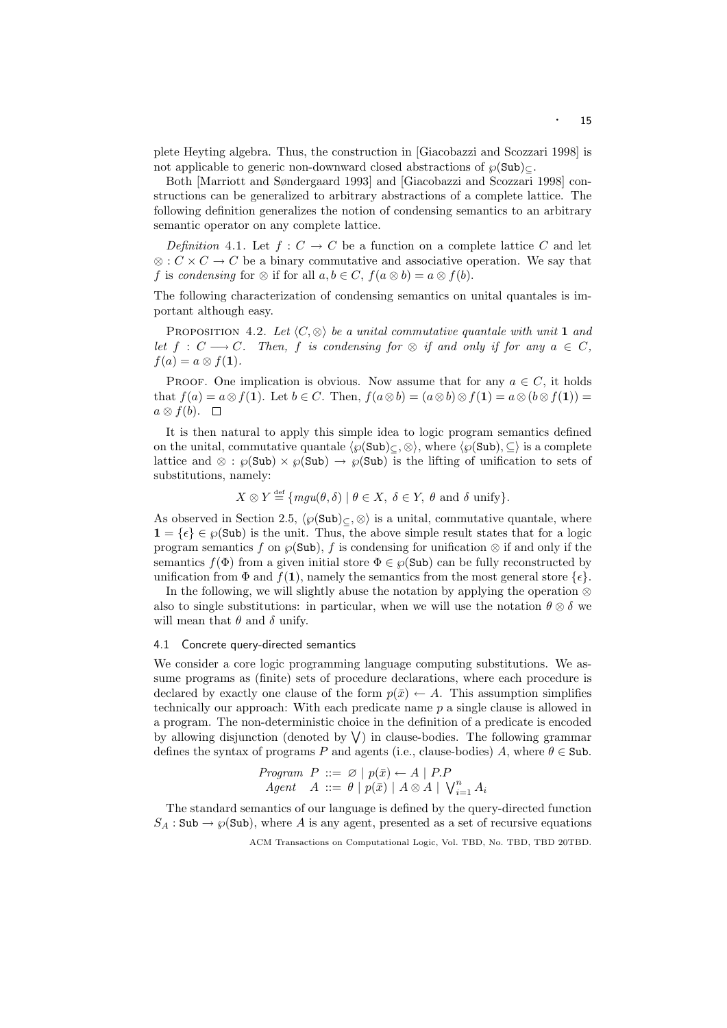plete Heyting algebra. Thus, the construction in [Giacobazzi and Scozzari 1998] is not applicable to generic non-downward closed abstractions of $\wp(\texttt{Sub})_{\subseteq}$.

Both [Marriott and Søndergaard 1993] and [Giacobazzi and Scozzari 1998] constructions can be generalized to arbitrary abstractions of a complete lattice. The following definition generalizes the notion of condensing semantics to an arbitrary semantic operator on any complete lattice.

*Definition* 4.1. Let $f : C \to C$ be a function on a complete lattice $C$ and let $\otimes : C \times C \to C$ be a binary commutative and associative operation. We say that $f$ is *condensing* for $\otimes$ if for all $a, b \in C$, $f(a \otimes b) = a \otimes f(b)$.

The following characterization of condensing semantics on unital quantales is important although easy.

Proposition 4.2. *Let $\langle C, \otimes \rangle$ be a unital commutative quantale with unit $\mathbf{1}$ and let $f : C \longrightarrow C$. Then, $f$ is condensing for $\otimes$ if and only if for any $a \in C$, $f(a) = a \otimes f(\mathbf{1})$.*

Proof. One implication is obvious. Now assume that for any $a \in C$, it holds that $f(a) = a \otimes f(\mathbf{1})$. Let $b \in C$. Then, $f(a \otimes b) = (a \otimes b) \otimes f(\mathbf{1}) = a \otimes (b \otimes f(\mathbf{1})) = a \otimes f(b)$. $\square$

It is then natural to apply this simple idea to logic program semantics defined on the unital, commutative quantale $\langle \wp(\texttt{Sub})_{\subseteq}, \otimes \rangle$, where $\langle \wp(\texttt{Sub}), \subseteq \rangle$ is a complete lattice and $\otimes : \wp(\texttt{Sub}) \times \wp(\texttt{Sub}) \to \wp(\texttt{Sub})$ is the lifting of unification to sets of substitutions, namely:

$$X \otimes Y \stackrel{\text{def}}{=} \{mgu(\theta, \delta) \mid \theta \in X,\ \delta \in Y,\ \theta \text{ and } \delta \text{ unify}\}.$$

As observed in Section 2.5, $\langle \wp(\texttt{Sub})_{\subseteq}, \otimes \rangle$ is a unital, commutative quantale, where $\mathbf{1} = \{\epsilon\} \in \wp(\texttt{Sub})$ is the unit. Thus, the above simple result states that for a logic program semantics $f$ on $\wp(\texttt{Sub})$, $f$ is condensing for unification $\otimes$ if and only if the semantics $f(\Phi)$ from a given initial store $\Phi \in \wp(\texttt{Sub})$ can be fully reconstructed by unification from $\Phi$ and $f(\mathbf{1})$, namely the semantics from the most general store $\{\epsilon\}$.

In the following, we will slightly abuse the notation by applying the operation $\otimes$ also to single substitutions: in particular, when we will use the notation $\theta \otimes \delta$ we will mean that $\theta$ and $\delta$ unify.

### 4.1 Concrete query-directed semantics

We consider a core logic programming language computing substitutions. We assume programs as (finite) sets of procedure declarations, where each procedure is declared by exactly one clause of the form $p(\bar{x}) \leftarrow A$. This assumption simplifies technically our approach: With each predicate name $p$ a single clause is allowed in a program. The non-deterministic choice in the definition of a predicate is encoded by allowing disjunction (denoted by $\bigvee$) in clause-bodies. The following grammar defines the syntax of programs $P$ and agents (i.e., clause-bodies) $A$, where $\theta \in \texttt{Sub}$.

$$\begin{array}{lll} \textit{Program} & P & ::= \varnothing \mid p(\bar{x}) \leftarrow A \mid P.P \\ \textit{Agent} & A & ::= \theta \mid p(\bar{x}) \mid A \otimes A \mid \bigvee_{i=1}^{n} A_i \end{array}$$

The standard semantics of our language is defined by the query-directed function $S_A : \texttt{Sub} \to \wp(\texttt{Sub})$, where $A$ is any agent, presented as a set of recursive equations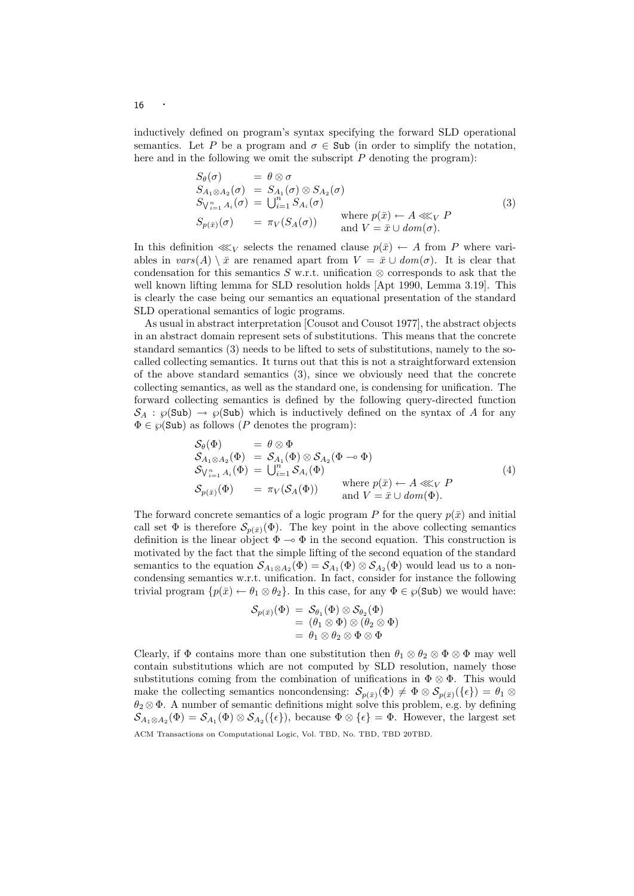inductively defined on program's syntax specifying the forward SLD operational semantics. Let $P$ be a program and $\sigma \in \mathtt{Sub}$ (in order to simplify the notation, here and in the following we omit the subscript $P$ denoting the program):

$$
\begin{array}{lll}
S_\theta(\sigma) & = \theta \otimes \sigma & \\
S_{A_1 \otimes A_2}(\sigma) & = S_{A_1}(\sigma) \otimes S_{A_2}(\sigma) & \\
S_{\bigvee_{i=1}^n A_i}(\sigma) & = \bigcup_{i=1}^n S_{A_i}(\sigma) & \\
S_{p(\bar{x})}(\sigma) & = \pi_V(S_A(\sigma)) & \begin{array}{l}\text{where } p(\bar{x}) \leftarrow A \lll_V P \\ \text{and } V = \bar{x} \cup dom(\sigma).\end{array}
\end{array}
\tag{3}
$$

In this definition $\lll_V$ selects the renamed clause $p(\bar{x}) \leftarrow A$ from $P$ where variables in $vars(A) \setminus \bar{x}$ are renamed apart from $V = \bar{x} \cup dom(\sigma)$. It is clear that condensation for this semantics $S$ w.r.t. unification $\otimes$ corresponds to ask that the well known lifting lemma for SLD resolution holds [Apt 1990, Lemma 3.19]. This is clearly the case being our semantics an equational presentation of the standard SLD operational semantics of logic programs.

As usual in abstract interpretation [Cousot and Cousot 1977], the abstract objects in an abstract domain represent sets of substitutions. This means that the concrete standard semantics (3) needs to be lifted to sets of substitutions, namely to the so-called collecting semantics. It turns out that this is not a straightforward extension of the above standard semantics (3), since we obviously need that the concrete collecting semantics, as well as the standard one, is condensing for unification. The forward collecting semantics is defined by the following query-directed function $\mathcal{S}_A : \wp(\mathtt{Sub}) \to \wp(\mathtt{Sub})$ which is inductively defined on the syntax of $A$ for any $\Phi \in \wp(\mathtt{Sub})$ as follows ($P$ denotes the program):

$$
\begin{array}{lll}
\mathcal{S}_\theta(\Phi) & = \theta \otimes \Phi & \\
\mathcal{S}_{A_1 \otimes A_2}(\Phi) & = \mathcal{S}_{A_1}(\Phi) \otimes \mathcal{S}_{A_2}(\Phi \multimap \Phi) & \\
\mathcal{S}_{\bigvee_{i=1}^n A_i}(\Phi) & = \bigcup_{i=1}^n \mathcal{S}_{A_i}(\Phi) & \\
\mathcal{S}_{p(\bar{x})}(\Phi) & = \pi_V(\mathcal{S}_A(\Phi)) & \begin{array}{l}\text{where } p(\bar{x}) \leftarrow A \lll_V P \\ \text{and } V = \bar{x} \cup dom(\Phi).\end{array}
\end{array}
\tag{4}
$$

The forward concrete semantics of a logic program $P$ for the query $p(\bar{x})$ and initial call set $\Phi$ is therefore $\mathcal{S}_{p(\bar{x})}(\Phi)$. The key point in the above collecting semantics definition is the linear object $\Phi \multimap \Phi$ in the second equation. This construction is motivated by the fact that the simple lifting of the second equation of the standard semantics to the equation $\mathcal{S}_{A_1 \otimes A_2}(\Phi) = \mathcal{S}_{A_1}(\Phi) \otimes \mathcal{S}_{A_2}(\Phi)$ would lead us to a non-condensing semantics w.r.t. unification. In fact, consider for instance the following trivial program $\{p(\bar{x}) \leftarrow \theta_1 \otimes \theta_2\}$. In this case, for any $\Phi \in \wp(\mathtt{Sub})$ we would have:

$$
\begin{aligned}
\mathcal{S}_{p(\bar{x})}(\Phi) &= \mathcal{S}_{\theta_1}(\Phi) \otimes \mathcal{S}_{\theta_2}(\Phi) \\
&= (\theta_1 \otimes \Phi) \otimes (\theta_2 \otimes \Phi) \\
&= \theta_1 \otimes \theta_2 \otimes \Phi \otimes \Phi
\end{aligned}
$$

Clearly, if $\Phi$ contains more than one substitution then $\theta_1 \otimes \theta_2 \otimes \Phi \otimes \Phi$ may well contain substitutions which are not computed by SLD resolution, namely those substitutions coming from the combination of unifications in $\Phi \otimes \Phi$. This would make the collecting semantics noncondensing: $\mathcal{S}_{p(\bar{x})}(\Phi) \neq \Phi \otimes \mathcal{S}_{p(\bar{x})}(\{\epsilon\}) = \theta_1 \otimes \theta_2 \otimes \Phi$. A number of semantic definitions might solve this problem, e.g. by defining $\mathcal{S}_{A_1 \otimes A_2}(\Phi) = \mathcal{S}_{A_1}(\Phi) \otimes \mathcal{S}_{A_2}(\{\epsilon\})$, because $\Phi \otimes \{\epsilon\} = \Phi$. However, the largest set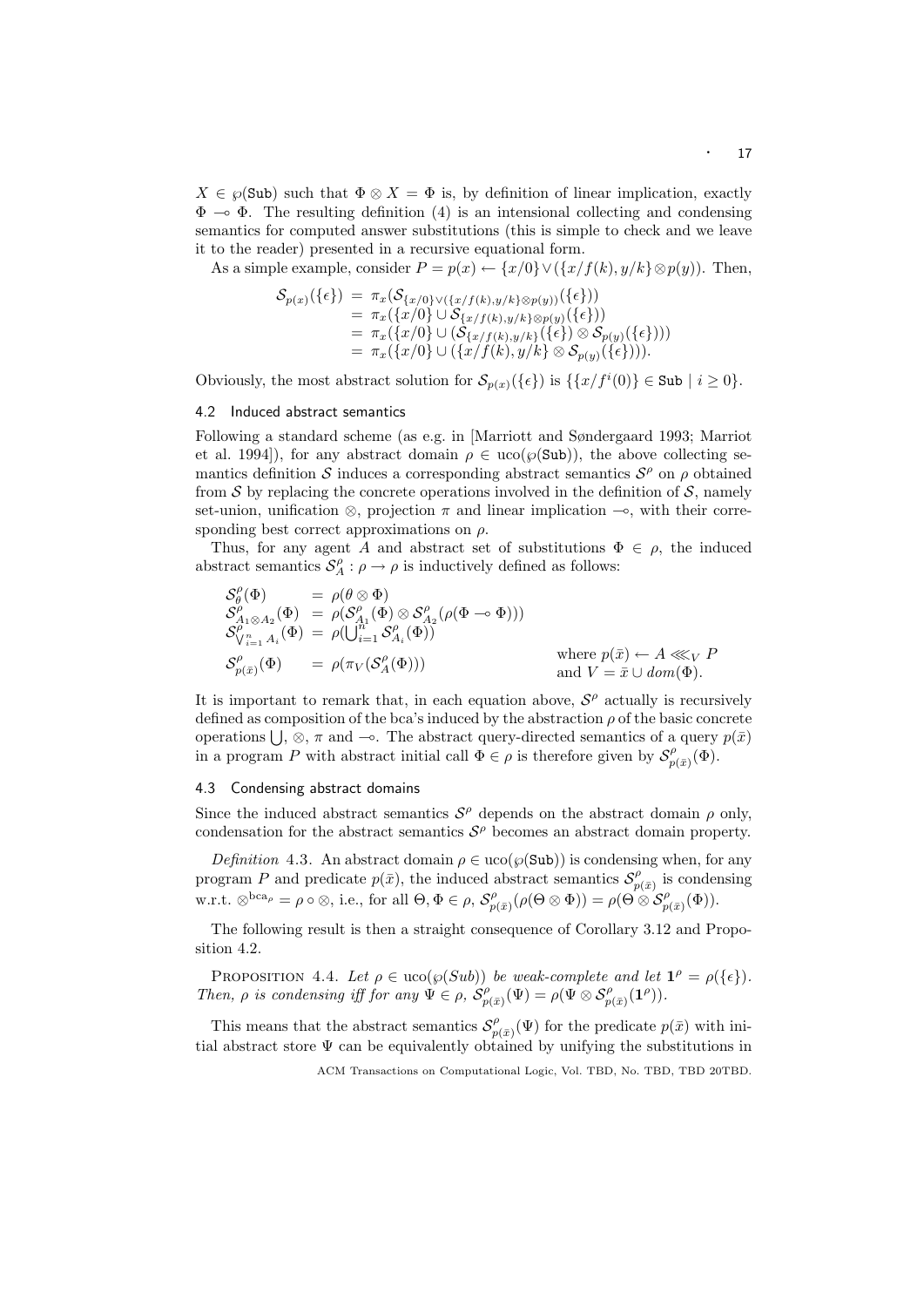$X \in \wp(\texttt{Sub})$ such that $\Phi \otimes X = \Phi$ is, by definition of linear implication, exactly $\Phi \multimap \Phi$. The resulting definition (4) is an intensional collecting and condensing semantics for computed answer substitutions (this is simple to check and we leave it to the reader) presented in a recursive equational form.

As a simple example, consider $P = p(x) \leftarrow \{x/0\} \vee (\{x/f(k), y/k\} \otimes p(y))$. Then,

$$
\begin{aligned}
\mathcal{S}_{p(x)}(\{\epsilon\}) &= \pi_x(\mathcal{S}_{\{x/0\} \vee (\{x/f(k),y/k\} \otimes p(y))}(\{\epsilon\})) \\
&= \pi_x(\{x/0\} \cup \mathcal{S}_{\{x/f(k),y/k\} \otimes p(y)}(\{\epsilon\})) \\
&= \pi_x(\{x/0\} \cup (\mathcal{S}_{\{x/f(k),y/k\}}(\{\epsilon\}) \otimes \mathcal{S}_{p(y)}(\{\epsilon\}))) \\
&= \pi_x(\{x/0\} \cup (\{x/f(k), y/k\} \otimes \mathcal{S}_{p(y)}(\{\epsilon\}))).
\end{aligned}
$$

Obviously, the most abstract solution for $\mathcal{S}_{p(x)}(\{\epsilon\})$ is $\{\{x/f^i(0)\} \in \texttt{Sub} \mid i \geq 0\}$.

### 4.2 Induced abstract semantics

Following a standard scheme (as e.g. in [Marriott and Søndergaard 1993; Marriot et al. 1994]), for any abstract domain $\rho \in \mathrm{uco}(\wp(\texttt{Sub}))$, the above collecting semantics definition $\mathcal{S}$ induces a corresponding abstract semantics $\mathcal{S}^\rho$ on $\rho$ obtained from $\mathcal{S}$ by replacing the concrete operations involved in the definition of $\mathcal{S}$, namely set-union, unification $\otimes$, projection $\pi$ and linear implication $\multimap$, with their corresponding best correct approximations on $\rho$.

Thus, for any agent $A$ and abstract set of substitutions $\Phi \in \rho$, the induced abstract semantics $\mathcal{S}^\rho_A : \rho \to \rho$ is inductively defined as follows:

$$
\begin{aligned}
\mathcal{S}^\rho_\theta(\Phi) &= \rho(\theta \otimes \Phi) \\
\mathcal{S}^\rho_{A_1 \otimes A_2}(\Phi) &= \rho(\mathcal{S}^\rho_{A_1}(\Phi) \otimes \mathcal{S}^\rho_{A_2}(\rho(\Phi \multimap \Phi))) \\
\mathcal{S}^\rho_{\bigvee_{i=1}^n A_i}(\Phi) &= \rho(\textstyle\bigcup_{i=1}^n \mathcal{S}^\rho_{A_i}(\Phi)) \\
\mathcal{S}^\rho_{p(\bar{x})}(\Phi) &= \rho(\pi_V(\mathcal{S}^\rho_A(\Phi))) \qquad \text{where } p(\bar{x}) \leftarrow A \lll_V P \text{ and } V = \bar{x} \cup dom(\Phi).
\end{aligned}
$$

It is important to remark that, in each equation above, $\mathcal{S}^\rho$ actually is recursively defined as composition of the bca's induced by the abstraction $\rho$ of the basic concrete operations $\bigcup$, $\otimes$, $\pi$ and $\multimap$. The abstract query-directed semantics of a query $p(\bar{x})$ in a program $P$ with abstract initial call $\Phi \in \rho$ is therefore given by $\mathcal{S}^\rho_{p(\bar{x})}(\Phi)$.

### 4.3 Condensing abstract domains

Since the induced abstract semantics $\mathcal{S}^\rho$ depends on the abstract domain $\rho$ only, condensation for the abstract semantics $\mathcal{S}^\rho$ becomes an abstract domain property.

*Definition* 4.3. An abstract domain $\rho \in \mathrm{uco}(\wp(\texttt{Sub}))$ is condensing when, for any program $P$ and predicate $p(\bar{x})$, the induced abstract semantics $\mathcal{S}^\rho_{p(\bar{x})}$ is condensing w.r.t. $\otimes^{\mathrm{bca}_\rho} = \rho \circ \otimes$, i.e., for all $\Theta, \Phi \in \rho$, $\mathcal{S}^\rho_{p(\bar{x})}(\rho(\Theta \otimes \Phi)) = \rho(\Theta \otimes \mathcal{S}^\rho_{p(\bar{x})}(\Phi))$.

The following result is then a straight consequence of Corollary 3.12 and Proposition 4.2.

PROPOSITION 4.4. *Let $\rho \in \mathrm{uco}(\wp(Sub))$ be weak-complete and let $\mathbf{1}^\rho = \rho(\{\epsilon\})$. Then, $\rho$ is condensing iff for any $\Psi \in \rho$, $\mathcal{S}^\rho_{p(\bar{x})}(\Psi) = \rho(\Psi \otimes \mathcal{S}^\rho_{p(\bar{x})}(\mathbf{1}^\rho))$.*

This means that the abstract semantics $\mathcal{S}^\rho_{p(\bar{x})}(\Psi)$ for the predicate $p(\bar{x})$ with initial abstract store $\Psi$ can be equivalently obtained by unifying the substitutions in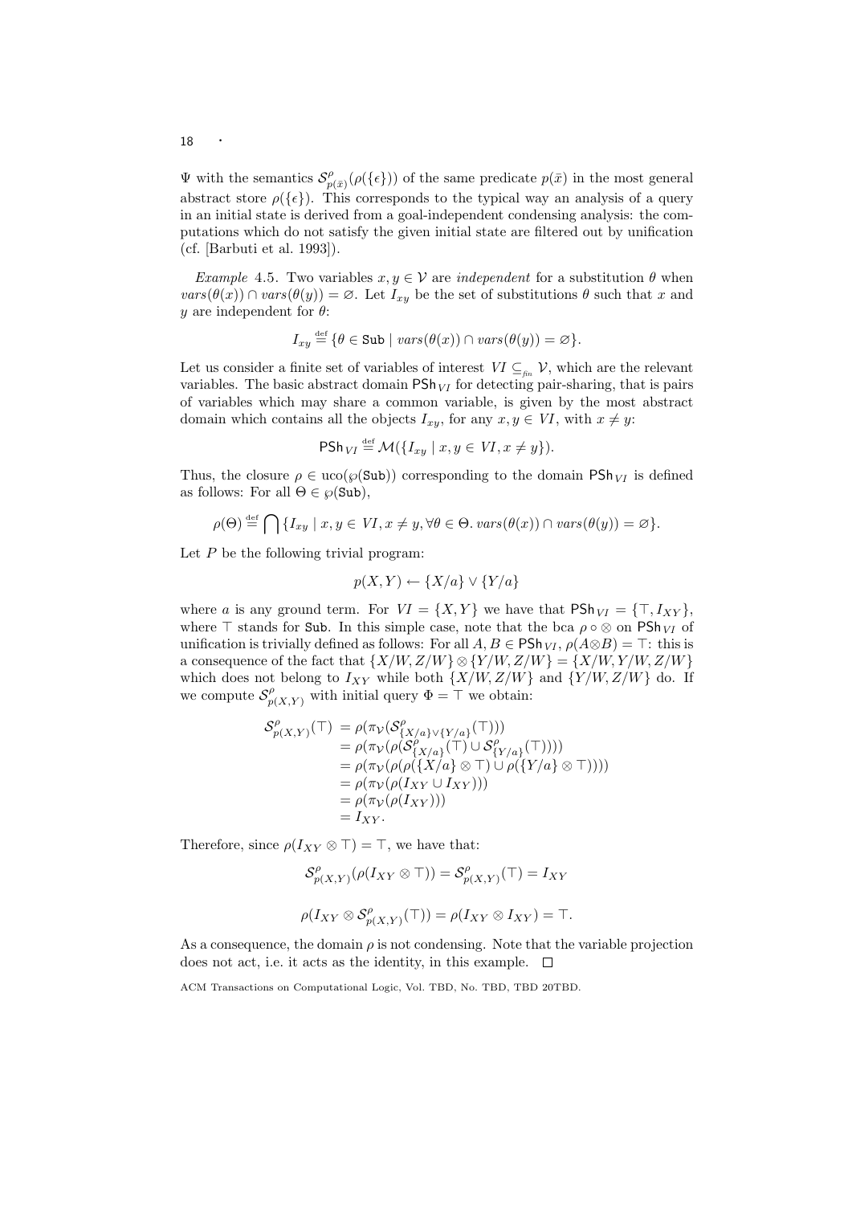$\Psi$ with the semantics $\mathcal{S}^{\rho}_{p(\bar{x})}(\rho(\{\epsilon\}))$ of the same predicate $p(\bar{x})$ in the most general abstract store $\rho(\{\epsilon\})$. This corresponds to the typical way an analysis of a query in an initial state is derived from a goal-independent condensing analysis: the computations which do not satisfy the given initial state are filtered out by unification (cf. [Barbuti et al. 1993]).

*Example* 4.5. Two variables $x, y \in \mathcal{V}$ are *independent* for a substitution $\theta$ when $vars(\theta(x)) \cap vars(\theta(y)) = \varnothing$. Let $I_{xy}$ be the set of substitutions $\theta$ such that $x$ and $y$ are independent for $\theta$:

$$I_{xy} \stackrel{\text{def}}{=} \{\theta \in \mathtt{Sub} \mid vars(\theta(x)) \cap vars(\theta(y)) = \varnothing\}.$$

Let us consider a finite set of variables of interest $VI \subseteq_{\mathit{fin}} \mathcal{V}$, which are the relevant variables. The basic abstract domain $\mathsf{PSh}_{VI}$ for detecting pair-sharing, that is pairs of variables which may share a common variable, is given by the most abstract domain which contains all the objects $I_{xy}$, for any $x, y \in VI$, with $x \neq y$:

$$\mathsf{PSh}_{VI} \stackrel{\text{def}}{=} \mathcal{M}(\{I_{xy} \mid x, y \in VI, x \neq y\}).$$

Thus, the closure $\rho \in \mathrm{uco}(\wp(\mathtt{Sub}))$ corresponding to the domain $\mathsf{PSh}_{VI}$ is defined as follows: For all $\Theta \in \wp(\mathtt{Sub})$,

$$\rho(\Theta) \stackrel{\text{def}}{=} \bigcap \{I_{xy} \mid x, y \in VI, x \neq y, \forall \theta \in \Theta.\, vars(\theta(x)) \cap vars(\theta(y)) = \varnothing\}.$$

Let $P$ be the following trivial program:

$$p(X, Y) \leftarrow \{X/a\} \vee \{Y/a\}$$

where $a$ is any ground term. For $VI = \{X, Y\}$ we have that $\mathsf{PSh}_{VI} = \{\top, I_{XY}\}$, where $\top$ stands for $\mathtt{Sub}$. In this simple case, note that the bca $\rho \circ \otimes$ on $\mathsf{PSh}_{VI}$ of unification is trivially defined as follows: For all $A, B \in \mathsf{PSh}_{VI}$, $\rho(A \otimes B) = \top$: this is a consequence of the fact that $\{X/W, Z/W\} \otimes \{Y/W, Z/W\} = \{X/W, Y/W, Z/W\}$ which does not belong to $I_{XY}$ while both $\{X/W, Z/W\}$ and $\{Y/W, Z/W\}$ do. If we compute $\mathcal{S}^{\rho}_{p(X,Y)}$ with initial query $\Phi = \top$ we obtain:

$$\begin{aligned}
\mathcal{S}^{\rho}_{p(X,Y)}(\top) &= \rho(\pi_{\mathcal{V}}(\mathcal{S}^{\rho}_{\{X/a\} \vee \{Y/a\}}(\top))) \\
&= \rho(\pi_{\mathcal{V}}(\rho(\mathcal{S}^{\rho}_{\{X/a\}}(\top) \cup \mathcal{S}^{\rho}_{\{Y/a\}}(\top)))) \\
&= \rho(\pi_{\mathcal{V}}(\rho(\rho(\{X/a\} \otimes \top) \cup \rho(\{Y/a\} \otimes \top)))) \\
&= \rho(\pi_{\mathcal{V}}(\rho(I_{XY} \cup I_{XY}))) \\
&= \rho(\pi_{\mathcal{V}}(\rho(I_{XY}))) \\
&= I_{XY}.
\end{aligned}$$

Therefore, since $\rho(I_{XY} \otimes \top) = \top$, we have that:

$$\mathcal{S}^{\rho}_{p(X,Y)}(\rho(I_{XY} \otimes \top)) = \mathcal{S}^{\rho}_{p(X,Y)}(\top) = I_{XY}$$

$$\rho(I_{XY} \otimes \mathcal{S}^{\rho}_{p(X,Y)}(\top)) = \rho(I_{XY} \otimes I_{XY}) = \top.$$

As a consequence, the domain $\rho$ is not condensing. Note that the variable projection does not act, i.e. it acts as the identity, in this example. $\square$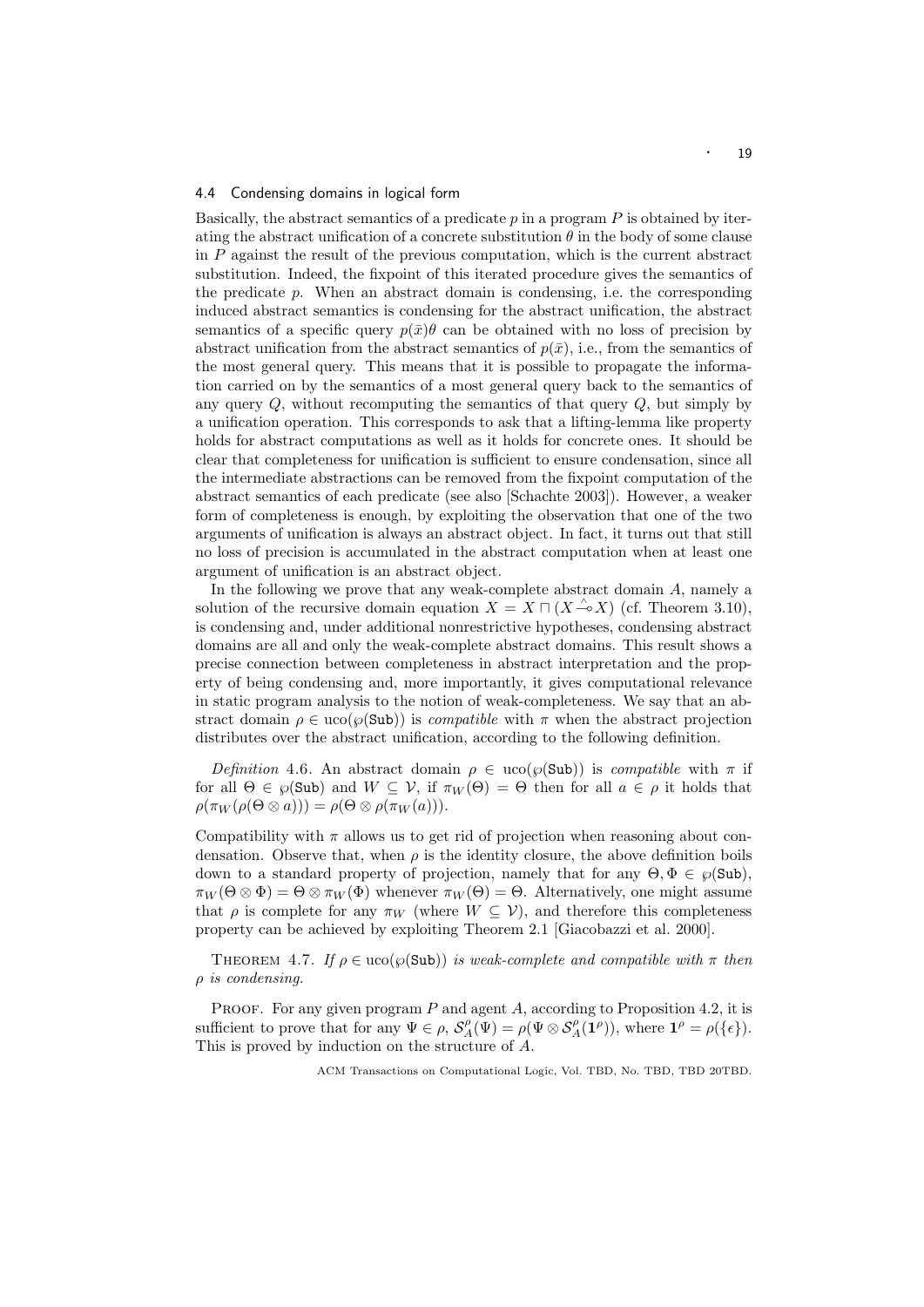### 4.4 Condensing domains in logical form

Basically, the abstract semantics of a predicate $p$ in a program $P$ is obtained by iterating the abstract unification of a concrete substitution $\theta$ in the body of some clause in $P$ against the result of the previous computation, which is the current abstract substitution. Indeed, the fixpoint of this iterated procedure gives the semantics of the predicate $p$. When an abstract domain is condensing, i.e. the corresponding induced abstract semantics is condensing for the abstract unification, the abstract semantics of a specific query $p(\bar{x})\theta$ can be obtained with no loss of precision by abstract unification from the abstract semantics of $p(\bar{x})$, i.e., from the semantics of the most general query. This means that it is possible to propagate the information carried on by the semantics of a most general query back to the semantics of any query $Q$, without recomputing the semantics of that query $Q$, but simply by a unification operation. This corresponds to ask that a lifting-lemma like property holds for abstract computations as well as it holds for concrete ones. It should be clear that completeness for unification is sufficient to ensure condensation, since all the intermediate abstractions can be removed from the fixpoint computation of the abstract semantics of each predicate (see also [Schachte 2003]). However, a weaker form of completeness is enough, by exploiting the observation that one of the two arguments of unification is always an abstract object. In fact, it turns out that still no loss of precision is accumulated in the abstract computation when at least one argument of unification is an abstract object.

In the following we prove that any weak-complete abstract domain $A$, namely a solution of the recursive domain equation $X = X \sqcap (X \overset{\wedge}{\multimap} X)$ (cf. Theorem 3.10), is condensing and, under additional nonrestrictive hypotheses, condensing abstract domains are all and only the weak-complete abstract domains. This result shows a precise connection between completeness in abstract interpretation and the property of being condensing and, more importantly, it gives computational relevance in static program analysis to the notion of weak-completeness. We say that an abstract domain $\rho \in \mathrm{uco}(\wp(\mathtt{Sub}))$ is *compatible* with $\pi$ when the abstract projection distributes over the abstract unification, according to the following definition.

*Definition* 4.6. An abstract domain $\rho \in \mathrm{uco}(\wp(\mathtt{Sub}))$ is *compatible* with $\pi$ if for all $\Theta \in \wp(\mathtt{Sub})$ and $W \subseteq \mathcal{V}$, if $\pi_W(\Theta) = \Theta$ then for all $a \in \rho$ it holds that $\rho(\pi_W(\rho(\Theta \otimes a))) = \rho(\Theta \otimes \rho(\pi_W(a)))$.

Compatibility with $\pi$ allows us to get rid of projection when reasoning about condensation. Observe that, when $\rho$ is the identity closure, the above definition boils down to a standard property of projection, namely that for any $\Theta, \Phi \in \wp(\mathtt{Sub})$, $\pi_W(\Theta \otimes \Phi) = \Theta \otimes \pi_W(\Phi)$ whenever $\pi_W(\Theta) = \Theta$. Alternatively, one might assume that $\rho$ is complete for any $\pi_W$ (where $W \subseteq \mathcal{V}$), and therefore this completeness property can be achieved by exploiting Theorem 2.1 [Giacobazzi et al. 2000].

THEOREM 4.7. *If $\rho \in \mathrm{uco}(\wp(\mathtt{Sub}))$ is weak-complete and compatible with $\pi$ then $\rho$ is condensing.*

PROOF. For any given program $P$ and agent $A$, according to Proposition 4.2, it is sufficient to prove that for any $\Psi \in \rho$, $\mathcal{S}^{\rho}_{A}(\Psi) = \rho(\Psi \otimes \mathcal{S}^{\rho}_{A}(\mathbf{1}^{\rho}))$, where $\mathbf{1}^{\rho} = \rho(\{\epsilon\})$. This is proved by induction on the structure of $A$.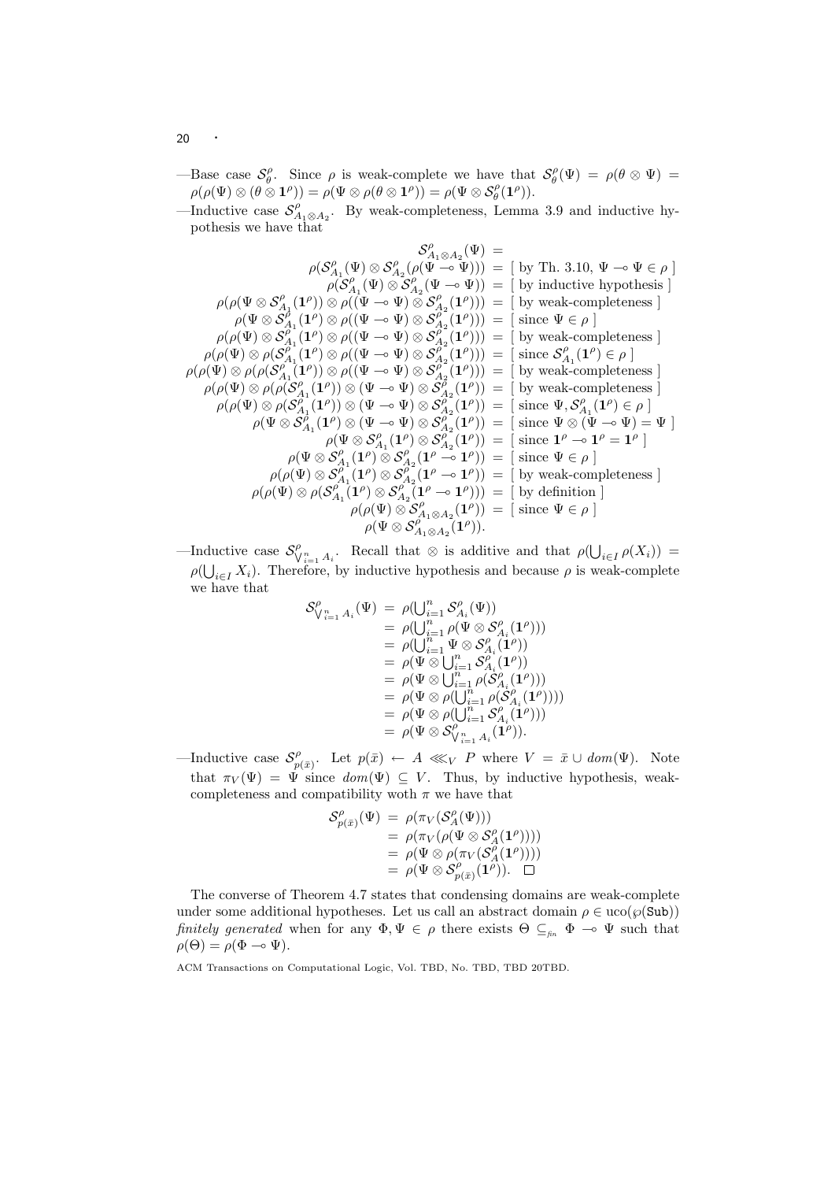—Base case $\mathcal{S}^\rho_\theta$. Since $\rho$ is weak-complete we have that $\mathcal{S}^\rho_\theta(\Psi) = \rho(\theta \otimes \Psi) = \rho(\rho(\Psi) \otimes (\theta \otimes \mathbf{1}^\rho)) = \rho(\Psi \otimes \rho(\theta \otimes \mathbf{1}^\rho)) = \rho(\Psi \otimes \mathcal{S}^\rho_\theta(\mathbf{1}^\rho))$.

—Inductive case $\mathcal{S}^\rho_{A_1 \otimes A_2}$. By weak-completeness, Lemma 3.9 and inductive hypothesis we have that

$$
\begin{aligned}
\mathcal{S}^\rho_{A_1 \otimes A_2}(\Psi) &= \\
\rho(\mathcal{S}^\rho_{A_1}(\Psi) \otimes \mathcal{S}^\rho_{A_2}(\rho(\Psi \multimap \Psi))) &= [\text{ by Th. 3.10, } \Psi \multimap \Psi \in \rho\ ] \\
\rho(\mathcal{S}^\rho_{A_1}(\Psi) \otimes \mathcal{S}^\rho_{A_2}(\Psi \multimap \Psi)) &= [\text{ by inductive hypothesis }] \\
\rho(\rho(\Psi \otimes \mathcal{S}^\rho_{A_1}(\mathbf{1}^\rho)) \otimes \rho((\Psi \multimap \Psi) \otimes \mathcal{S}^\rho_{A_2}(\mathbf{1}^\rho))) &= [\text{ by weak-completeness }] \\
\rho(\Psi \otimes \mathcal{S}^\rho_{A_1}(\mathbf{1}^\rho) \otimes \rho((\Psi \multimap \Psi) \otimes \mathcal{S}^\rho_{A_2}(\mathbf{1}^\rho))) &= [\text{ since } \Psi \in \rho\ ] \\
\rho(\rho(\Psi) \otimes \mathcal{S}^\rho_{A_1}(\mathbf{1}^\rho) \otimes \rho((\Psi \multimap \Psi) \otimes \mathcal{S}^\rho_{A_2}(\mathbf{1}^\rho))) &= [\text{ by weak-completeness }] \\
\rho(\rho(\Psi) \otimes \rho(\mathcal{S}^\rho_{A_1}(\mathbf{1}^\rho) \otimes \rho((\Psi \multimap \Psi) \otimes \mathcal{S}^\rho_{A_2}(\mathbf{1}^\rho)))) &= [\text{ since } \mathcal{S}^\rho_{A_1}(\mathbf{1}^\rho) \in \rho\ ] \\
\rho(\rho(\Psi) \otimes \rho(\rho(\mathcal{S}^\rho_{A_1}(\mathbf{1}^\rho)) \otimes \rho((\Psi \multimap \Psi) \otimes \mathcal{S}^\rho_{A_2}(\mathbf{1}^\rho)))) &= [\text{ by weak-completeness }] \\
\rho(\rho(\Psi) \otimes \rho(\rho(\mathcal{S}^\rho_{A_1}(\mathbf{1}^\rho)) \otimes (\Psi \multimap \Psi) \otimes \mathcal{S}^\rho_{A_2}(\mathbf{1}^\rho))) &= [\text{ by weak-completeness }] \\
\rho(\rho(\Psi) \otimes \rho(\mathcal{S}^\rho_{A_1}(\mathbf{1}^\rho)) \otimes (\Psi \multimap \Psi) \otimes \mathcal{S}^\rho_{A_2}(\mathbf{1}^\rho)) &= [\text{ since } \Psi, \mathcal{S}^\rho_{A_1}(\mathbf{1}^\rho) \in \rho\ ] \\
\rho(\Psi \otimes \mathcal{S}^\rho_{A_1}(\mathbf{1}^\rho) \otimes (\Psi \multimap \Psi) \otimes \mathcal{S}^\rho_{A_2}(\mathbf{1}^\rho)) &= [\text{ since } \Psi \otimes (\Psi \multimap \Psi) = \Psi\ ] \\
\rho(\Psi \otimes \mathcal{S}^\rho_{A_1}(\mathbf{1}^\rho) \otimes \mathcal{S}^\rho_{A_2}(\mathbf{1}^\rho)) &= [\text{ since } \mathbf{1}^\rho \multimap \mathbf{1}^\rho = \mathbf{1}^\rho\ ] \\
\rho(\Psi \otimes \mathcal{S}^\rho_{A_1}(\mathbf{1}^\rho) \otimes \mathcal{S}^\rho_{A_2}(\mathbf{1}^\rho \multimap \mathbf{1}^\rho)) &= [\text{ since } \Psi \in \rho\ ] \\
\rho(\rho(\Psi) \otimes \mathcal{S}^\rho_{A_1}(\mathbf{1}^\rho) \otimes \mathcal{S}^\rho_{A_2}(\mathbf{1}^\rho \multimap \mathbf{1}^\rho)) &= [\text{ by weak-completeness }] \\
\rho(\rho(\Psi) \otimes \rho(\mathcal{S}^\rho_{A_1}(\mathbf{1}^\rho) \otimes \mathcal{S}^\rho_{A_2}(\mathbf{1}^\rho \multimap \mathbf{1}^\rho))) &= [\text{ by definition }] \\
\rho(\rho(\Psi) \otimes \mathcal{S}^\rho_{A_1 \otimes A_2}(\mathbf{1}^\rho)) &= [\text{ since } \Psi \in \rho\ ] \\
\rho(\Psi \otimes \mathcal{S}^\rho_{A_1 \otimes A_2}(\mathbf{1}^\rho)).&
\end{aligned}
$$

—Inductive case $\mathcal{S}^\rho_{\bigvee_{i=1}^n A_i}$. Recall that $\otimes$ is additive and that $\rho(\bigcup_{i \in I} \rho(X_i)) = \rho(\bigcup_{i \in I} X_i)$. Therefore, by inductive hypothesis and because $\rho$ is weak-complete we have that

$$
\begin{aligned}
\mathcal{S}^\rho_{\bigvee_{i=1}^n A_i}(\Psi) &= \rho(\textstyle\bigcup_{i=1}^n \mathcal{S}^\rho_{A_i}(\Psi)) \\
&= \rho(\textstyle\bigcup_{i=1}^n \rho(\Psi \otimes \mathcal{S}^\rho_{A_i}(\mathbf{1}^\rho))) \\
&= \rho(\textstyle\bigcup_{i=1}^n \Psi \otimes \mathcal{S}^\rho_{A_i}(\mathbf{1}^\rho)) \\
&= \rho(\Psi \otimes \textstyle\bigcup_{i=1}^n \mathcal{S}^\rho_{A_i}(\mathbf{1}^\rho)) \\
&= \rho(\Psi \otimes \textstyle\bigcup_{i=1}^n \rho(\mathcal{S}^\rho_{A_i}(\mathbf{1}^\rho))) \\
&= \rho(\Psi \otimes \rho(\textstyle\bigcup_{i=1}^n \rho(\mathcal{S}^\rho_{A_i}(\mathbf{1}^\rho)))) \\
&= \rho(\Psi \otimes \rho(\textstyle\bigcup_{i=1}^n \mathcal{S}^\rho_{A_i}(\mathbf{1}^\rho))) \\
&= \rho(\Psi \otimes \mathcal{S}^\rho_{\bigvee_{i=1}^n A_i}(\mathbf{1}^\rho)).
\end{aligned}
$$

—Inductive case $\mathcal{S}^\rho_{p(\bar{x})}$. Let $p(\bar{x}) \leftarrow A \lll_V P$ where $V = \bar{x} \cup dom(\Psi)$. Note that $\pi_V(\Psi) = \Psi$ since $dom(\Psi) \subseteq V$. Thus, by inductive hypothesis, weak-completeness and compatibility woth $\pi$ we have that

$$
\begin{aligned}
\mathcal{S}^\rho_{p(\bar{x})}(\Psi) &= \rho(\pi_V(\mathcal{S}^\rho_A(\Psi))) \\
&= \rho(\pi_V(\rho(\Psi \otimes \mathcal{S}^\rho_A(\mathbf{1}^\rho)))) \\
&= \rho(\Psi \otimes \rho(\pi_V(\mathcal{S}^\rho_A(\mathbf{1}^\rho)))) \\
&= \rho(\Psi \otimes \mathcal{S}^\rho_{p(\bar{x})}(\mathbf{1}^\rho)). \quad \square
\end{aligned}
$$

The converse of Theorem 4.7 states that condensing domains are weak-complete under some additional hypotheses. Let us call an abstract domain $\rho \in \mathrm{uco}(\wp(\mathtt{Sub}))$ *finitely generated* when for any $\Phi, \Psi \in \rho$ there exists $\Theta \subseteq_{fin} \Phi \multimap \Psi$ such that $\rho(\Theta) = \rho(\Phi \multimap \Psi)$.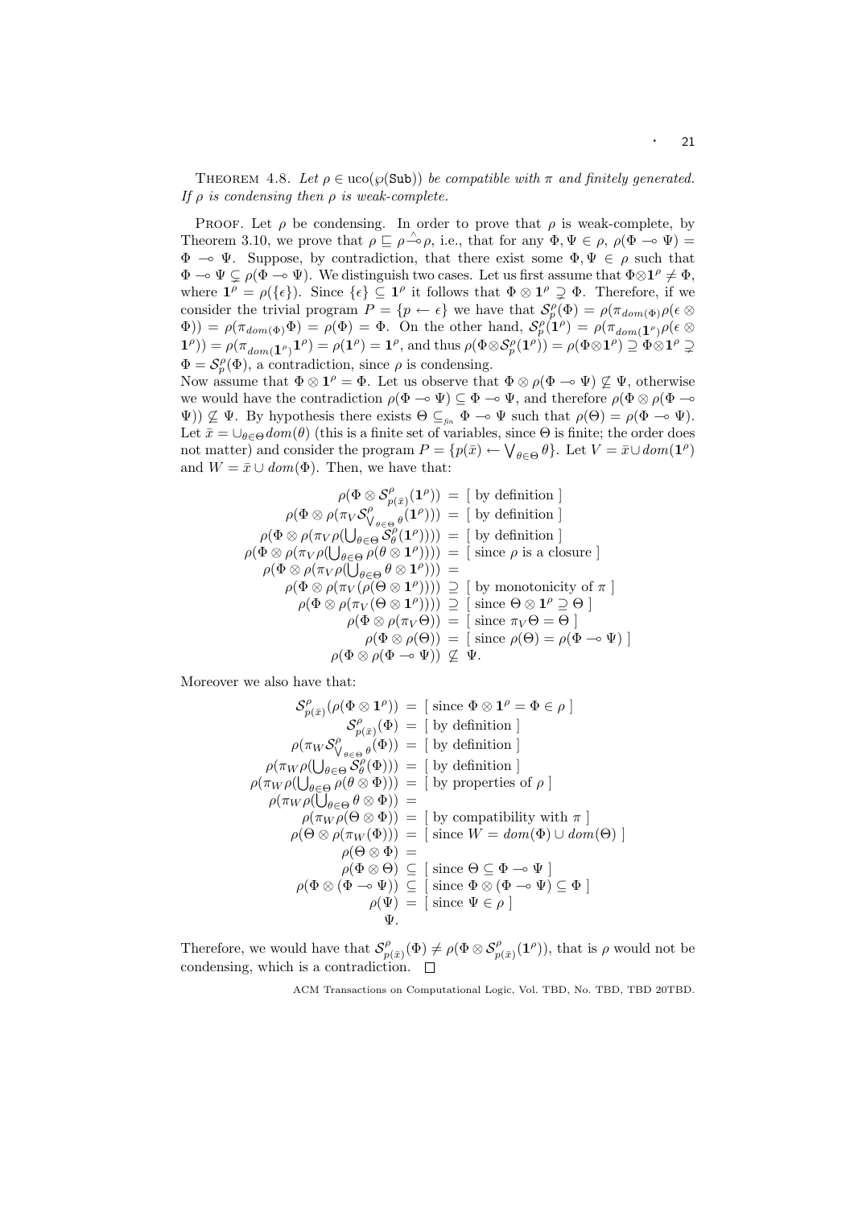THEOREM 4.8. *Let $\rho \in \mathrm{uco}(\wp(\mathtt{Sub}))$ be compatible with $\pi$ and finitely generated. If $\rho$ is condensing then $\rho$ is weak-complete.*

PROOF. Let $\rho$ be condensing. In order to prove that $\rho$ is weak-complete, by Theorem 3.10, we prove that $\rho \sqsubseteq \rho \overset{\wedge}{\multimap} \rho$, i.e., that for any $\Phi, \Psi \in \rho$, $\rho(\Phi \multimap \Psi) = \Phi \multimap \Psi$. Suppose, by contradiction, that there exist some $\Phi, \Psi \in \rho$ such that $\Phi \multimap \Psi \subsetneq \rho(\Phi \multimap \Psi)$. We distinguish two cases. Let us first assume that $\Phi \otimes \mathbf{1}^\rho \neq \Phi$, where $\mathbf{1}^\rho = \rho(\{\epsilon\})$. Since $\{\epsilon\} \subseteq \mathbf{1}^\rho$ it follows that $\Phi \otimes \mathbf{1}^\rho \supsetneq \Phi$. Therefore, if we consider the trivial program $P = \{p \leftarrow \epsilon\}$ we have that $\mathcal{S}^\rho_p(\Phi) = \rho(\pi_{dom(\Phi)} \rho(\epsilon \otimes \Phi)) = \rho(\pi_{dom(\Phi)} \Phi) = \rho(\Phi) = \Phi$. On the other hand, $\mathcal{S}^\rho_p(\mathbf{1}^\rho) = \rho(\pi_{dom(\mathbf{1}^\rho)} \rho(\epsilon \otimes \mathbf{1}^\rho)) = \rho(\pi_{dom(\mathbf{1}^\rho)} \mathbf{1}^\rho) = \rho(\mathbf{1}^\rho) = \mathbf{1}^\rho$, and thus $\rho(\Phi \otimes \mathcal{S}^\rho_p(\mathbf{1}^\rho)) = \rho(\Phi \otimes \mathbf{1}^\rho) \supseteq \Phi \otimes \mathbf{1}^\rho \supsetneq \Phi = \mathcal{S}^\rho_p(\Phi)$, a contradiction, since $\rho$ is condensing.

Now assume that $\Phi \otimes \mathbf{1}^\rho = \Phi$. Let us observe that $\Phi \otimes \rho(\Phi \multimap \Psi) \not\subseteq \Psi$, otherwise we would have the contradiction $\rho(\Phi \multimap \Psi) \subseteq \Phi \multimap \Psi$, and therefore $\rho(\Phi \otimes \rho(\Phi \multimap \Psi)) \not\subseteq \Psi$. By hypothesis there exists $\Theta \subseteq_{fin} \Phi \multimap \Psi$ such that $\rho(\Theta) = \rho(\Phi \multimap \Psi)$. Let $\bar{x} = \cup_{\theta \in \Theta} dom(\theta)$ (this is a finite set of variables, since $\Theta$ is finite; the order does not matter) and consider the program $P = \{p(\bar{x}) \leftarrow \bigvee_{\theta \in \Theta} \theta\}$. Let $V = \bar{x} \cup dom(\mathbf{1}^\rho)$ and $W = \bar{x} \cup dom(\Phi)$. Then, we have that:

$$
\begin{aligned}
\rho(\Phi \otimes \mathcal{S}^\rho_{p(\bar{x})}(\mathbf{1}^\rho)) &= [\text{ by definition }] \\
\rho(\Phi \otimes \rho(\pi_V \mathcal{S}^\rho_{\bigvee_{\theta \in \Theta} \theta}(\mathbf{1}^\rho))) &= [\text{ by definition }] \\
\rho(\Phi \otimes \rho(\pi_V \rho(\textstyle\bigcup_{\theta \in \Theta} \mathcal{S}^\rho_\theta(\mathbf{1}^\rho)))) &= [\text{ by definition }] \\
\rho(\Phi \otimes \rho(\pi_V \rho(\textstyle\bigcup_{\theta \in \Theta} \rho(\theta \otimes \mathbf{1}^\rho)))) &= [\text{ since } \rho \text{ is a closure }] \\
\rho(\Phi \otimes \rho(\pi_V \rho(\textstyle\bigcup_{\theta \in \Theta} \theta \otimes \mathbf{1}^\rho))) &= \\
\rho(\Phi \otimes \rho(\pi_V (\rho(\Theta \otimes \mathbf{1}^\rho)))) &\supseteq [\text{ by monotonicity of } \pi \text{ }] \\
\rho(\Phi \otimes \rho(\pi_V (\Theta \otimes \mathbf{1}^\rho))) &\supseteq [\text{ since } \Theta \otimes \mathbf{1}^\rho \supseteq \Theta \text{ }] \\
\rho(\Phi \otimes \rho(\pi_V \Theta)) &= [\text{ since } \pi_V \Theta = \Theta \text{ }] \\
\rho(\Phi \otimes \rho(\Theta)) &= [\text{ since } \rho(\Theta) = \rho(\Phi \multimap \Psi) \text{ }] \\
\rho(\Phi \otimes \rho(\Phi \multimap \Psi)) &\not\subseteq \Psi.
\end{aligned}
$$

Moreover we also have that:

$$
\begin{aligned}
\mathcal{S}^\rho_{p(\bar{x})}(\rho(\Phi \otimes \mathbf{1}^\rho)) &= [\text{ since } \Phi \otimes \mathbf{1}^\rho = \Phi \in \rho \text{ }] \\
\mathcal{S}^\rho_{p(\bar{x})}(\Phi) &= [\text{ by definition }] \\
\rho(\pi_W \mathcal{S}^\rho_{\bigvee_{\theta \in \Theta} \theta}(\Phi)) &= [\text{ by definition }] \\
\rho(\pi_W \rho(\textstyle\bigcup_{\theta \in \Theta} \mathcal{S}^\rho_\theta(\Phi))) &= [\text{ by definition }] \\
\rho(\pi_W \rho(\textstyle\bigcup_{\theta \in \Theta} \rho(\theta \otimes \Phi))) &= [\text{ by properties of } \rho \text{ }] \\
\rho(\pi_W \rho(\textstyle\bigcup_{\theta \in \Theta} \theta \otimes \Phi)) &= \\
\rho(\pi_W \rho(\Theta \otimes \Phi)) &= [\text{ by compatibility with } \pi \text{ }] \\
\rho(\Theta \otimes \rho(\pi_W(\Phi))) &= [\text{ since } W = dom(\Phi) \cup dom(\Theta) \text{ }] \\
\rho(\Theta \otimes \Phi) &= \\
\rho(\Phi \otimes \Theta) &\subseteq [\text{ since } \Theta \subseteq \Phi \multimap \Psi \text{ }] \\
\rho(\Phi \otimes (\Phi \multimap \Psi)) &\subseteq [\text{ since } \Phi \otimes (\Phi \multimap \Psi) \subseteq \Phi \text{ }] \\
\rho(\Psi) &= [\text{ since } \Psi \in \rho \text{ }] \\
\Psi.
\end{aligned}
$$

Therefore, we would have that $\mathcal{S}^\rho_{p(\bar{x})}(\Phi) \neq \rho(\Phi \otimes \mathcal{S}^\rho_{p(\bar{x})}(\mathbf{1}^\rho))$, that is $\rho$ would not be condensing, which is a contradiction. $\square$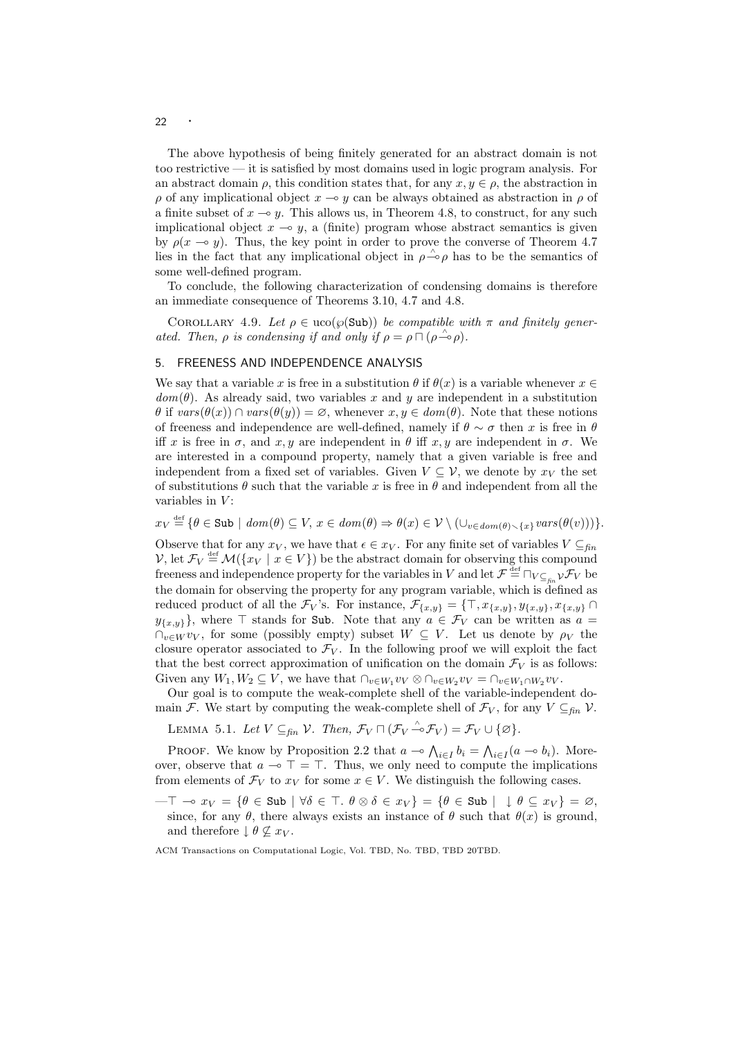The above hypothesis of being finitely generated for an abstract domain is not too restrictive — it is satisfied by most domains used in logic program analysis. For an abstract domain $\rho$, this condition states that, for any $x, y \in \rho$, the abstraction in $\rho$ of any implicational object $x \multimap y$ can be always obtained as abstraction in $\rho$ of a finite subset of $x \multimap y$. This allows us, in Theorem 4.8, to construct, for any such implicational object $x \multimap y$, a (finite) program whose abstract semantics is given by $\rho(x \multimap y)$. Thus, the key point in order to prove the converse of Theorem 4.7 lies in the fact that any implicational object in $\rho \overset{\wedge}{\multimap} \rho$ has to be the semantics of some well-defined program.

To conclude, the following characterization of condensing domains is therefore an immediate consequence of Theorems 3.10, 4.7 and 4.8.

Corollary 4.9. *Let $\rho \in \mathrm{uco}(\wp(\mathtt{Sub}))$ be compatible with $\pi$ and finitely generated. Then, $\rho$ is condensing if and only if $\rho = \rho \sqcap (\rho \overset{\wedge}{\multimap} \rho)$.*

## 5. FREENESS AND INDEPENDENCE ANALYSIS

We say that a variable $x$ is free in a substitution $\theta$ if $\theta(x)$ is a variable whenever $x \in dom(\theta)$. As already said, two variables $x$ and $y$ are independent in a substitution $\theta$ if $vars(\theta(x)) \cap vars(\theta(y)) = \varnothing$, whenever $x, y \in dom(\theta)$. Note that these notions of freeness and independence are well-defined, namely if $\theta \sim \sigma$ then $x$ is free in $\theta$ iff $x$ is free in $\sigma$, and $x, y$ are independent in $\theta$ iff $x, y$ are independent in $\sigma$. We are interested in a compound property, namely that a given variable is free and independent from a fixed set of variables. Given $V \subseteq \mathcal{V}$, we denote by $x_V$ the set of substitutions $\theta$ such that the variable $x$ is free in $\theta$ and independent from all the variables in $V$:

$$x_V \overset{\text{def}}{=} \{\theta \in \mathtt{Sub} \mid dom(\theta) \subseteq V,\ x \in dom(\theta) \Rightarrow \theta(x) \in \mathcal{V} \setminus (\cup_{v \in dom(\theta) \setminus \{x\}} vars(\theta(v)))\}.$$

Observe that for any $x_V$, we have that $\epsilon \in x_V$. For any finite set of variables $V \subseteq_{\mathit{fin}} \mathcal{V}$, let $\mathcal{F}_V \overset{\text{def}}{=} \mathcal{M}(\{x_V \mid x \in V\})$ be the abstract domain for observing this compound freeness and independence property for the variables in $V$ and let $\mathcal{F} \overset{\text{def}}{=} \sqcap_{V \subseteq_{\mathit{fin}} \mathcal{V}} \mathcal{F}_V$ be the domain for observing the property for any program variable, which is defined as reduced product of all the $\mathcal{F}_V$'s. For instance, $\mathcal{F}_{\{x,y\}} = \{\top, x_{\{x,y\}}, y_{\{x,y\}}, x_{\{x,y\}} \cap y_{\{x,y\}}\}$, where $\top$ stands for $\mathtt{Sub}$. Note that any $a \in \mathcal{F}_V$ can be written as $a = \cap_{v \in W} v_V$, for some (possibly empty) subset $W \subseteq V$. Let us denote by $\rho_V$ the closure operator associated to $\mathcal{F}_V$. In the following proof we will exploit the fact that the best correct approximation of unification on the domain $\mathcal{F}_V$ is as follows: Given any $W_1, W_2 \subseteq V$, we have that $\cap_{v \in W_1} v_V \otimes \cap_{v \in W_2} v_V = \cap_{v \in W_1 \cap W_2} v_V$.

Our goal is to compute the weak-complete shell of the variable-independent domain $\mathcal{F}$. We start by computing the weak-complete shell of $\mathcal{F}_V$, for any $V \subseteq_{\mathit{fin}} \mathcal{V}$.

Lemma 5.1. *Let $V \subseteq_{\mathit{fin}} \mathcal{V}$. Then, $\mathcal{F}_V \sqcap (\mathcal{F}_V \overset{\wedge}{\multimap} \mathcal{F}_V) = \mathcal{F}_V \cup \{\varnothing\}$.*

Proof. We know by Proposition 2.2 that $a \multimap \bigwedge_{i \in I} b_i = \bigwedge_{i \in I}(a \multimap b_i)$. Moreover, observe that $a \multimap \top = \top$. Thus, we only need to compute the implications from elements of $\mathcal{F}_V$ to $x_V$ for some $x \in V$. We distinguish the following cases.

— $\top \multimap x_V = \{\theta \in \mathtt{Sub} \mid \forall \delta \in \top.\ \theta \otimes \delta \in x_V\} = \{\theta \in \mathtt{Sub} \mid \ \downarrow \theta \subseteq x_V\} = \varnothing$, since, for any $\theta$, there always exists an instance of $\theta$ such that $\theta(x)$ is ground, and therefore $\downarrow \theta \not\subseteq x_V$.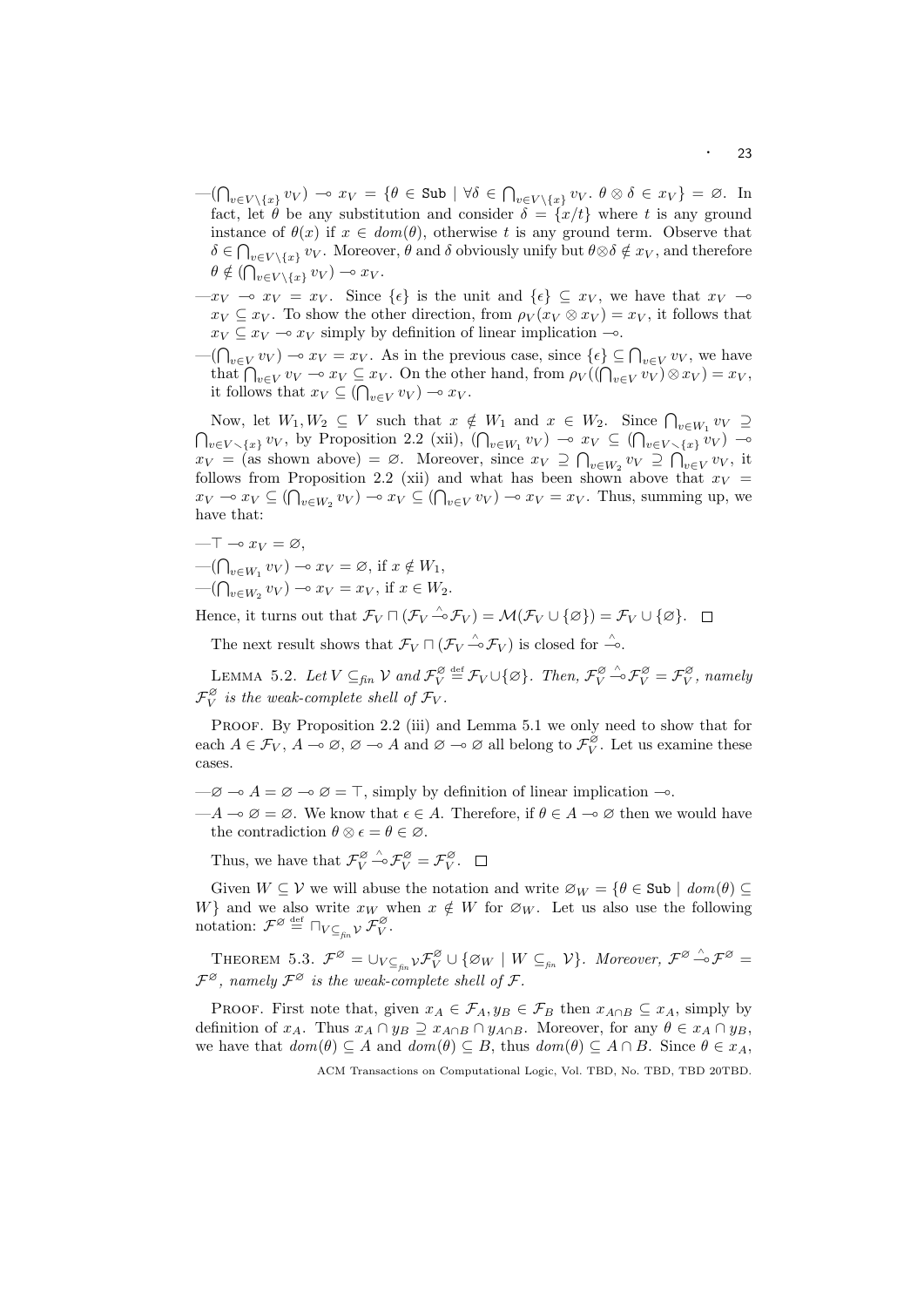—$(\bigcap_{v \in V\setminus\{x\}} v_V) \multimap x_V = \{\theta \in \texttt{Sub} \mid \forall \delta \in \bigcap_{v\in V\setminus\{x\}} v_V.\ \theta \otimes \delta \in x_V\} = \varnothing$. In fact, let $\theta$ be any substitution and consider $\delta = \{x/t\}$ where $t$ is any ground instance of $\theta(x)$ if $x \in dom(\theta)$, otherwise $t$ is any ground term. Observe that $\delta \in \bigcap_{v\in V\setminus\{x\}} v_V$. Moreover, $\theta$ and $\delta$ obviously unify but $\theta \otimes \delta \notin x_V$, and therefore $\theta \notin (\bigcap_{v\in V\setminus\{x\}} v_V) \multimap x_V$.

—$x_V \multimap x_V = x_V$. Since $\{\epsilon\}$ is the unit and $\{\epsilon\} \subseteq x_V$, we have that $x_V \multimap x_V \subseteq x_V$. To show the other direction, from $\rho_V(x_V \otimes x_V) = x_V$, it follows that $x_V \subseteq x_V \multimap x_V$ simply by definition of linear implication $\multimap$.

—$(\bigcap_{v\in V} v_V) \multimap x_V = x_V$. As in the previous case, since $\{\epsilon\} \subseteq \bigcap_{v\in V} v_V$, we have that $\bigcap_{v\in V} v_V \multimap x_V \subseteq x_V$. On the other hand, from $\rho_V((\bigcap_{v\in V} v_V) \otimes x_V) = x_V$, it follows that $x_V \subseteq (\bigcap_{v\in V} v_V) \multimap x_V$.

Now, let $W_1, W_2 \subseteq V$ such that $x \notin W_1$ and $x \in W_2$. Since $\bigcap_{v\in W_1} v_V \supseteq \bigcap_{v\in V\setminus\{x\}} v_V$, by Proposition 2.2 (xii), $(\bigcap_{v\in W_1} v_V) \multimap x_V \subseteq (\bigcap_{v\in V\setminus\{x\}} v_V) \multimap x_V =$ (as shown above) $= \varnothing$. Moreover, since $x_V \supseteq \bigcap_{v\in W_2} v_V \supseteq \bigcap_{v\in V} v_V$, it follows from Proposition 2.2 (xii) and what has been shown above that $x_V = x_V \multimap x_V \subseteq (\bigcap_{v\in W_2} v_V) \multimap x_V \subseteq (\bigcap_{v\in V} v_V) \multimap x_V = x_V$. Thus, summing up, we have that:

—$\top \multimap x_V = \varnothing$,

—$(\bigcap_{v\in W_1} v_V) \multimap x_V = \varnothing$, if $x \notin W_1$,

—$(\bigcap_{v\in W_2} v_V) \multimap x_V = x_V$, if $x \in W_2$.

Hence, it turns out that $\mathcal{F}_V \sqcap (\mathcal{F}_V \overset{\wedge}{\multimap} \mathcal{F}_V) = \mathcal{M}(\mathcal{F}_V \cup \{\varnothing\}) = \mathcal{F}_V \cup \{\varnothing\}$. □

The next result shows that $\mathcal{F}_V \sqcap (\mathcal{F}_V \overset{\wedge}{\multimap} \mathcal{F}_V)$ is closed for $\overset{\wedge}{\multimap}$.

Lemma 5.2. *Let $V \subseteq_{fin} \mathcal{V}$ and $\mathcal{F}_V^{\varnothing} \overset{\text{def}}{=} \mathcal{F}_V \cup \{\varnothing\}$. Then, $\mathcal{F}_V^{\varnothing} \overset{\wedge}{\multimap} \mathcal{F}_V^{\varnothing} = \mathcal{F}_V^{\varnothing}$, namely $\mathcal{F}_V^{\varnothing}$ is the weak-complete shell of $\mathcal{F}_V$.*

Proof. By Proposition 2.2 (iii) and Lemma 5.1 we only need to show that for each $A \in \mathcal{F}_V$, $A \multimap \varnothing$, $\varnothing \multimap A$ and $\varnothing \multimap \varnothing$ all belong to $\mathcal{F}_V^{\varnothing}$. Let us examine these cases.

—$\varnothing \multimap A = \varnothing \multimap \varnothing = \top$, simply by definition of linear implication $\multimap$.

—$A \multimap \varnothing = \varnothing$. We know that $\epsilon \in A$. Therefore, if $\theta \in A \multimap \varnothing$ then we would have the contradiction $\theta \otimes \epsilon = \theta \in \varnothing$.

Thus, we have that $\mathcal{F}_V^{\varnothing} \overset{\wedge}{\multimap} \mathcal{F}_V^{\varnothing} = \mathcal{F}_V^{\varnothing}$. □

Given $W \subseteq \mathcal{V}$ we will abuse the notation and write $\varnothing_W = \{\theta \in \texttt{Sub} \mid dom(\theta) \subseteq W\}$ and we also write $x_W$ when $x \notin W$ for $\varnothing_W$. Let us also use the following notation: $\mathcal{F}^{\varnothing} \overset{\text{def}}{=} \sqcap_{V\subseteq_{fin}\mathcal{V}} \mathcal{F}_V^{\varnothing}$.

Theorem 5.3. *$\mathcal{F}^{\varnothing} = \cup_{V\subseteq_{fin}\mathcal{V}} \mathcal{F}_V^{\varnothing} \cup \{\varnothing_W \mid W \subseteq_{fin} \mathcal{V}\}$. Moreover, $\mathcal{F}^{\varnothing} \overset{\wedge}{\multimap} \mathcal{F}^{\varnothing} = \mathcal{F}^{\varnothing}$, namely $\mathcal{F}^{\varnothing}$ is the weak-complete shell of $\mathcal{F}$.*

Proof. First note that, given $x_A \in \mathcal{F}_A, y_B \in \mathcal{F}_B$ then $x_{A\cap B} \subseteq x_A$, simply by definition of $x_A$. Thus $x_A \cap y_B \supseteq x_{A\cap B} \cap y_{A\cap B}$. Moreover, for any $\theta \in x_A \cap y_B$, we have that $dom(\theta) \subseteq A$ and $dom(\theta) \subseteq B$, thus $dom(\theta) \subseteq A \cap B$. Since $\theta \in x_A$,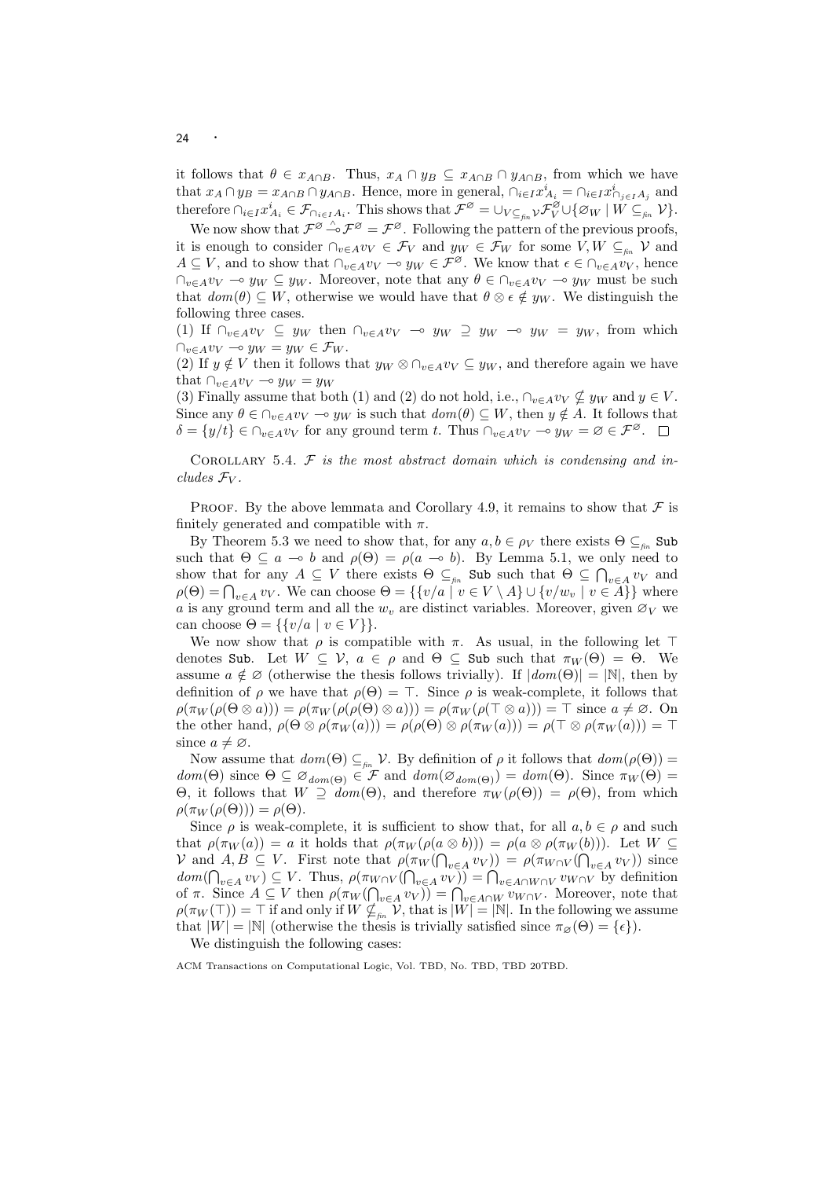it follows that $\theta \in x_{A\cap B}$. Thus, $x_A \cap y_B \subseteq x_{A\cap B} \cap y_{A\cap B}$, from which we have that $x_A \cap y_B = x_{A\cap B} \cap y_{A\cap B}$. Hence, more in general, $\cap_{i\in I} x^i_{A_i} = \cap_{i\in I} x^i_{\cap_{j\in I} A_j}$ and therefore $\cap_{i\in I} x^i_{A_i} \in \mathcal{F}_{\cap_{i\in I} A_i}$. This shows that $\mathcal{F}^{\varnothing} = \cup_{V \subseteq_{fin} \mathcal{V}} \mathcal{F}^{\varnothing}_V \cup \{\varnothing_W \mid W \subseteq_{fin} \mathcal{V}\}$.

We now show that $\mathcal{F}^{\varnothing} \overset{\wedge}{\multimap} \mathcal{F}^{\varnothing} = \mathcal{F}^{\varnothing}$. Following the pattern of the previous proofs, it is enough to consider $\cap_{v\in A} v_V \in \mathcal{F}_V$ and $y_W \in \mathcal{F}_W$ for some $V, W \subseteq_{fin} \mathcal{V}$ and $A \subseteq V$, and to show that $\cap_{v\in A} v_V \multimap y_W \in \mathcal{F}^{\varnothing}$. We know that $\epsilon \in \cap_{v\in A} v_V$, hence $\cap_{v\in A} v_V \multimap y_W \subseteq y_W$. Moreover, note that any $\theta \in \cap_{v\in A} v_V \multimap y_W$ must be such that $dom(\theta) \subseteq W$, otherwise we would have that $\theta \otimes \epsilon \notin y_W$. We distinguish the following three cases.

(1) If $\cap_{v\in A} v_V \subseteq y_W$ then $\cap_{v\in A} v_V \multimap y_W \supseteq y_W \multimap y_W = y_W$, from which $\cap_{v\in A} v_V \multimap y_W = y_W \in \mathcal{F}_W$.

(2) If $y \notin V$ then it follows that $y_W \otimes \cap_{v\in A} v_V \subseteq y_W$, and therefore again we have that $\cap_{v\in A} v_V \multimap y_W = y_W$

(3) Finally assume that both (1) and (2) do not hold, i.e., $\cap_{v\in A} v_V \nsubseteq y_W$ and $y \in V$. Since any $\theta \in \cap_{v\in A} v_V \multimap y_W$ is such that $dom(\theta) \subseteq W$, then $y \notin A$. It follows that $\delta = \{y/t\} \in \cap_{v\in A} v_V$ for any ground term $t$. Thus $\cap_{v\in A} v_V \multimap y_W = \varnothing \in \mathcal{F}^{\varnothing}$. $\square$

Corollary 5.4. *$\mathcal{F}$ is the most abstract domain which is condensing and includes $\mathcal{F}_V$.*

Proof. By the above lemmata and Corollary 4.9, it remains to show that $\mathcal{F}$ is finitely generated and compatible with $\pi$.

By Theorem 5.3 we need to show that, for any $a, b \in \rho_V$ there exists $\Theta \subseteq_{fin}$ Sub such that $\Theta \subseteq a \multimap b$ and $\rho(\Theta) = \rho(a \multimap b)$. By Lemma 5.1, we only need to show that for any $A \subseteq V$ there exists $\Theta \subseteq_{fin}$ Sub such that $\Theta \subseteq \bigcap_{v\in A} v_V$ and $\rho(\Theta) = \bigcap_{v\in A} v_V$. We can choose $\Theta = \{\{v/a \mid v \in V \setminus A\} \cup \{v/w_v \mid v \in A\}\}$ where $a$ is any ground term and all the $w_v$ are distinct variables. Moreover, given $\varnothing_V$ we can choose $\Theta = \{\{v/a \mid v \in V\}\}$.

We now show that $\rho$ is compatible with $\pi$. As usual, in the following let $\top$ denotes Sub. Let $W \subseteq \mathcal{V}$, $a \in \rho$ and $\Theta \subseteq$ Sub such that $\pi_W(\Theta) = \Theta$. We assume $a \notin \varnothing$ (otherwise the thesis follows trivially). If $|dom(\Theta)| = |\mathbb{N}|$, then by definition of $\rho$ we have that $\rho(\Theta) = \top$. Since $\rho$ is weak-complete, it follows that $\rho(\pi_W(\rho(\Theta \otimes a))) = \rho(\pi_W(\rho(\rho(\Theta) \otimes a))) = \rho(\pi_W(\rho(\top \otimes a))) = \top$ since $a \neq \varnothing$. On the other hand, $\rho(\Theta \otimes \rho(\pi_W(a))) = \rho(\rho(\Theta) \otimes \rho(\pi_W(a))) = \rho(\top \otimes \rho(\pi_W(a))) = \top$ since $a \neq \varnothing$.

Now assume that $dom(\Theta) \subseteq_{fin} \mathcal{V}$. By definition of $\rho$ it follows that $dom(\rho(\Theta)) = dom(\Theta)$ since $\Theta \subseteq \varnothing_{dom(\Theta)} \in \mathcal{F}$ and $dom(\varnothing_{dom(\Theta)}) = dom(\Theta)$. Since $\pi_W(\Theta) = \Theta$, it follows that $W \supseteq dom(\Theta)$, and therefore $\pi_W(\rho(\Theta)) = \rho(\Theta)$, from which $\rho(\pi_W(\rho(\Theta))) = \rho(\Theta)$.

Since $\rho$ is weak-complete, it is sufficient to show that, for all $a, b \in \rho$ and such that $\rho(\pi_W(a)) = a$ it holds that $\rho(\pi_W(\rho(a \otimes b))) = \rho(a \otimes \rho(\pi_W(b)))$. Let $W \subseteq \mathcal{V}$ and $A, B \subseteq V$. First note that $\rho(\pi_W(\bigcap_{v\in A} v_V)) = \rho(\pi_{W\cap V}(\bigcap_{v\in A} v_V))$ since $dom(\bigcap_{v\in A} v_V) \subseteq V$. Thus, $\rho(\pi_{W\cap V}(\bigcap_{v\in A} v_V)) = \bigcap_{v\in A\cap W\cap V} v_{W\cap V}$ by definition of $\pi$. Since $A \subseteq V$ then $\rho(\pi_W(\bigcap_{v\in A} v_V)) = \bigcap_{v\in A\cap W} v_{W\cap V}$. Moreover, note that $\rho(\pi_W(\top)) = \top$ if and only if $W \nsubseteq_{fin} \mathcal{V}$, that is $|W| = |\mathbb{N}|$. In the following we assume that $|W| = |\mathbb{N}|$ (otherwise the thesis is trivially satisfied since $\pi_{\varnothing}(\Theta) = \{\epsilon\}$).

We distinguish the following cases: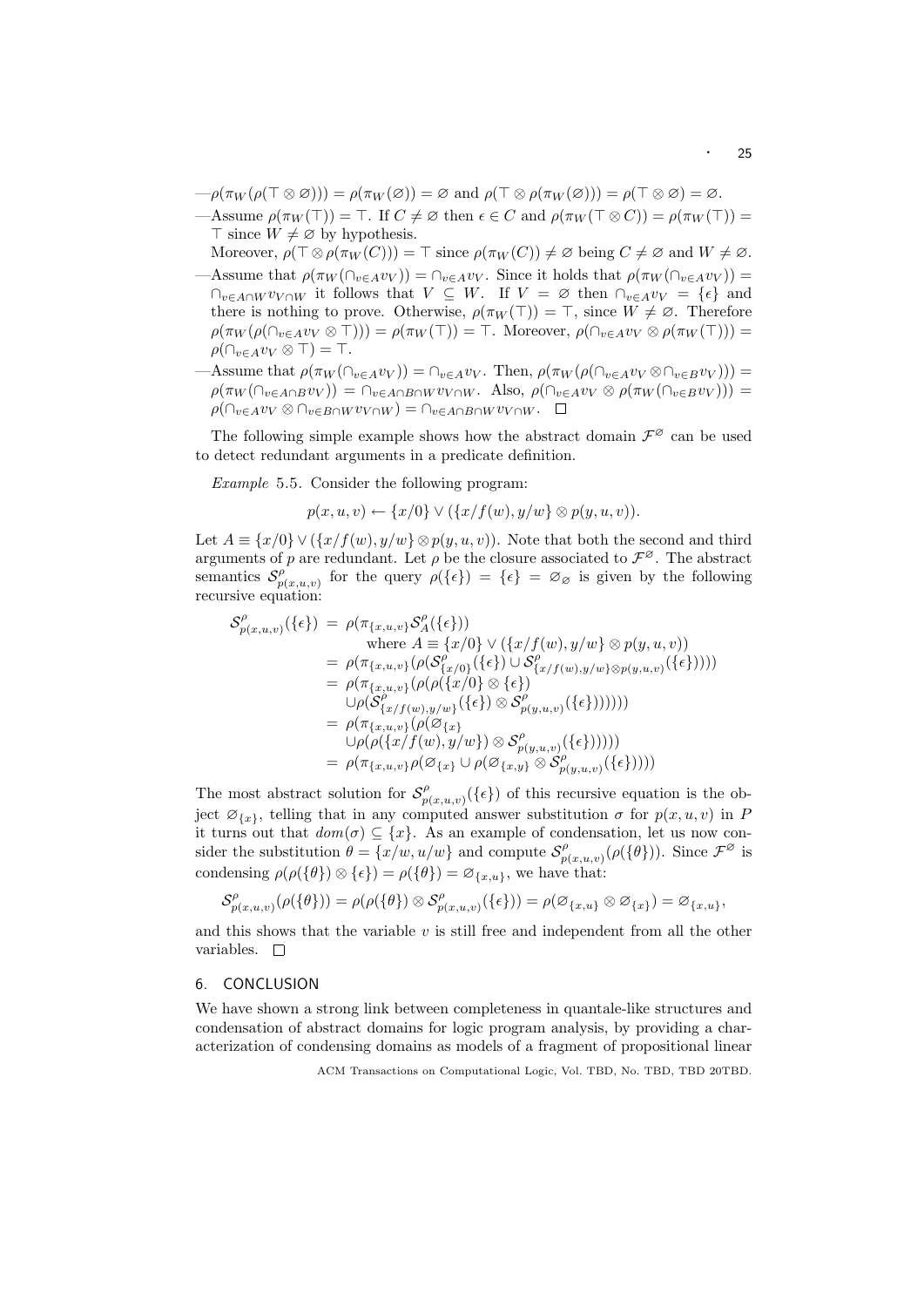—$\rho(\pi_W(\rho(\top \otimes \varnothing))) = \rho(\pi_W(\varnothing)) = \varnothing$ and $\rho(\top \otimes \rho(\pi_W(\varnothing))) = \rho(\top \otimes \varnothing) = \varnothing$.

—Assume $\rho(\pi_W(\top)) = \top$. If $C \neq \varnothing$ then $\epsilon \in C$ and $\rho(\pi_W(\top \otimes C)) = \rho(\pi_W(\top)) = \top$ since $W \neq \varnothing$ by hypothesis.

Moreover, $\rho(\top \otimes \rho(\pi_W(C))) = \top$ since $\rho(\pi_W(C)) \neq \varnothing$ being $C \neq \varnothing$ and $W \neq \varnothing$.

—Assume that $\rho(\pi_W(\cap_{v \in A} v_V)) = \cap_{v \in A} v_V$. Since it holds that $\rho(\pi_W(\cap_{v \in A} v_V)) = \cap_{v \in A \cap W} v_{V \cap W}$ it follows that $V \subseteq W$. If $V = \varnothing$ then $\cap_{v \in A} v_V = \{\epsilon\}$ and there is nothing to prove. Otherwise, $\rho(\pi_W(\top)) = \top$, since $W \neq \varnothing$. Therefore $\rho(\pi_W(\rho(\cap_{v \in A} v_V \otimes \top))) = \rho(\pi_W(\top)) = \top$. Moreover, $\rho(\cap_{v \in A} v_V \otimes \rho(\pi_W(\top))) = \rho(\cap_{v \in A} v_V \otimes \top) = \top$.

—Assume that $\rho(\pi_W(\cap_{v \in A} v_V)) = \cap_{v \in A} v_V$. Then, $\rho(\pi_W(\rho(\cap_{v \in A} v_V \otimes \cap_{v \in B} v_V))) = \rho(\pi_W(\cap_{v \in A \cap B} v_V)) = \cap_{v \in A \cap B \cap W} v_{V \cap W}$. Also, $\rho(\cap_{v \in A} v_V \otimes \rho(\pi_W(\cap_{v \in B} v_V))) = \rho(\cap_{v \in A} v_V \otimes \cap_{v \in B \cap W} v_{V \cap W}) = \cap_{v \in A \cap B \cap W} v_{V \cap W}$. $\square$

The following simple example shows how the abstract domain $\mathcal{F}^{\varnothing}$ can be used to detect redundant arguments in a predicate definition.

*Example* 5.5. Consider the following program:

$$p(x, u, v) \leftarrow \{x/0\} \vee (\{x/f(w), y/w\} \otimes p(y, u, v)).$$

Let $A \equiv \{x/0\} \vee (\{x/f(w), y/w\} \otimes p(y, u, v))$. Note that both the second and third arguments of $p$ are redundant. Let $\rho$ be the closure associated to $\mathcal{F}^{\varnothing}$. The abstract semantics $\mathcal{S}^{\rho}_{p(x,u,v)}$ for the query $\rho(\{\epsilon\}) = \{\epsilon\} = \varnothing_{\varnothing}$ is given by the following recursive equation:

$$
\begin{aligned}
\mathcal{S}^{\rho}_{p(x,u,v)}(\{\epsilon\}) &= \rho(\pi_{\{x,u,v\}} \mathcal{S}^{\rho}_{A}(\{\epsilon\})) \\
&\qquad \text{where } A \equiv \{x/0\} \vee (\{x/f(w), y/w\} \otimes p(y, u, v)) \\
&= \rho(\pi_{\{x,u,v\}}(\rho(\mathcal{S}^{\rho}_{\{x/0\}}(\{\epsilon\}) \cup \mathcal{S}^{\rho}_{\{x/f(w),y/w\} \otimes p(y,u,v)}(\{\epsilon\})))) \\
&= \rho(\pi_{\{x,u,v\}}(\rho(\rho(\{x/0\} \otimes \{\epsilon\}) \\
&\qquad \cup \rho(\mathcal{S}^{\rho}_{\{x/f(w),y/w\}}(\{\epsilon\}) \otimes \mathcal{S}^{\rho}_{p(y,u,v)}(\{\epsilon\}))))) \\
&= \rho(\pi_{\{x,u,v\}}(\rho(\varnothing_{\{x\}} \\
&\qquad \cup \rho(\rho(\{x/f(w), y/w\}) \otimes \mathcal{S}^{\rho}_{p(y,u,v)}(\{\epsilon\}))))) \\
&= \rho(\pi_{\{x,u,v\}} \rho(\varnothing_{\{x\}} \cup \rho(\varnothing_{\{x,y\}} \otimes \mathcal{S}^{\rho}_{p(y,u,v)}(\{\epsilon\}))))
\end{aligned}
$$

The most abstract solution for $\mathcal{S}^{\rho}_{p(x,u,v)}(\{\epsilon\})$ of this recursive equation is the object $\varnothing_{\{x\}}$, telling that in any computed answer substitution $\sigma$ for $p(x, u, v)$ in $P$ it turns out that $dom(\sigma) \subseteq \{x\}$. As an example of condensation, let us now consider the substitution $\theta = \{x/w, u/w\}$ and compute $\mathcal{S}^{\rho}_{p(x,u,v)}(\rho(\{\theta\}))$. Since $\mathcal{F}^{\varnothing}$ is condensing $\rho(\rho(\{\theta\}) \otimes \{\epsilon\}) = \rho(\{\theta\}) = \varnothing_{\{x,u\}}$, we have that:

$$\mathcal{S}^{\rho}_{p(x,u,v)}(\rho(\{\theta\})) = \rho(\rho(\{\theta\}) \otimes \mathcal{S}^{\rho}_{p(x,u,v)}(\{\epsilon\})) = \rho(\varnothing_{\{x,u\}} \otimes \varnothing_{\{x\}}) = \varnothing_{\{x,u\}},$$

and this shows that the variable $v$ is still free and independent from all the other variables. $\square$

## 6. CONCLUSION

We have shown a strong link between completeness in quantale-like structures and condensation of abstract domains for logic program analysis, by providing a characterization of condensing domains as models of a fragment of propositional linear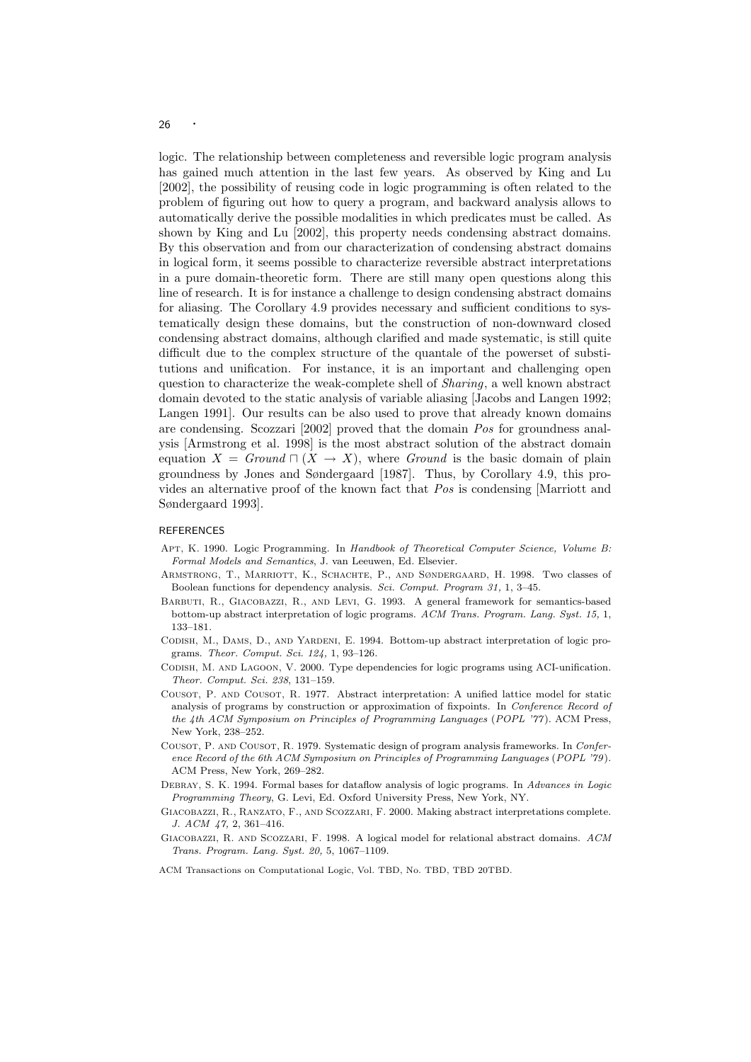logic. The relationship between completeness and reversible logic program analysis has gained much attention in the last few years. As observed by King and Lu [2002], the possibility of reusing code in logic programming is often related to the problem of figuring out how to query a program, and backward analysis allows to automatically derive the possible modalities in which predicates must be called. As shown by King and Lu [2002], this property needs condensing abstract domains. By this observation and from our characterization of condensing abstract domains in logical form, it seems possible to characterize reversible abstract interpretations in a pure domain-theoretic form. There are still many open questions along this line of research. It is for instance a challenge to design condensing abstract domains for aliasing. The Corollary 4.9 provides necessary and sufficient conditions to systematically design these domains, but the construction of non-downward closed condensing abstract domains, although clarified and made systematic, is still quite difficult due to the complex structure of the quantale of the powerset of substitutions and unification. For instance, it is an important and challenging open question to characterize the weak-complete shell of *Sharing*, a well known abstract domain devoted to the static analysis of variable aliasing [Jacobs and Langen 1992; Langen 1991]. Our results can be also used to prove that already known domains are condensing. Scozzari [2002] proved that the domain *Pos* for groundness analysis [Armstrong et al. 1998] is the most abstract solution of the abstract domain equation $X = \mathit{Ground} \sqcap (X \rightarrow X)$, where *Ground* is the basic domain of plain groundness by Jones and Søndergaard [1987]. Thus, by Corollary 4.9, this provides an alternative proof of the known fact that *Pos* is condensing [Marriott and Søndergaard 1993].

## REFERENCES

Apt, K. 1990. Logic Programming. In *Handbook of Theoretical Computer Science, Volume B: Formal Models and Semantics*, J. van Leeuwen, Ed. Elsevier.

Armstrong, T., Marriott, K., Schachte, P., and Søndergaard, H. 1998. Two classes of Boolean functions for dependency analysis. *Sci. Comput. Program 31,* 1, 3–45.

Barbuti, R., Giacobazzi, R., and Levi, G. 1993. A general framework for semantics-based bottom-up abstract interpretation of logic programs. *ACM Trans. Program. Lang. Syst. 15,* 1, 133–181.

Codish, M., Dams, D., and Yardeni, E. 1994. Bottom-up abstract interpretation of logic programs. *Theor. Comput. Sci. 124,* 1, 93–126.

Codish, M. and Lagoon, V. 2000. Type dependencies for logic programs using ACI-unification. *Theor. Comput. Sci. 238*, 131–159.

Cousot, P. and Cousot, R. 1977. Abstract interpretation: A unified lattice model for static analysis of programs by construction or approximation of fixpoints. In *Conference Record of the 4th ACM Symposium on Principles of Programming Languages* (*POPL '77*). ACM Press, New York, 238–252.

Cousot, P. and Cousot, R. 1979. Systematic design of program analysis frameworks. In *Conference Record of the 6th ACM Symposium on Principles of Programming Languages* (*POPL '79*). ACM Press, New York, 269–282.

Debray, S. K. 1994. Formal bases for dataflow analysis of logic programs. In *Advances in Logic Programming Theory*, G. Levi, Ed. Oxford University Press, New York, NY.

Giacobazzi, R., Ranzato, F., and Scozzari, F. 2000. Making abstract interpretations complete. *J. ACM 47,* 2, 361–416.

Giacobazzi, R. and Scozzari, F. 1998. A logical model for relational abstract domains. *ACM Trans. Program. Lang. Syst. 20,* 5, 1067–1109.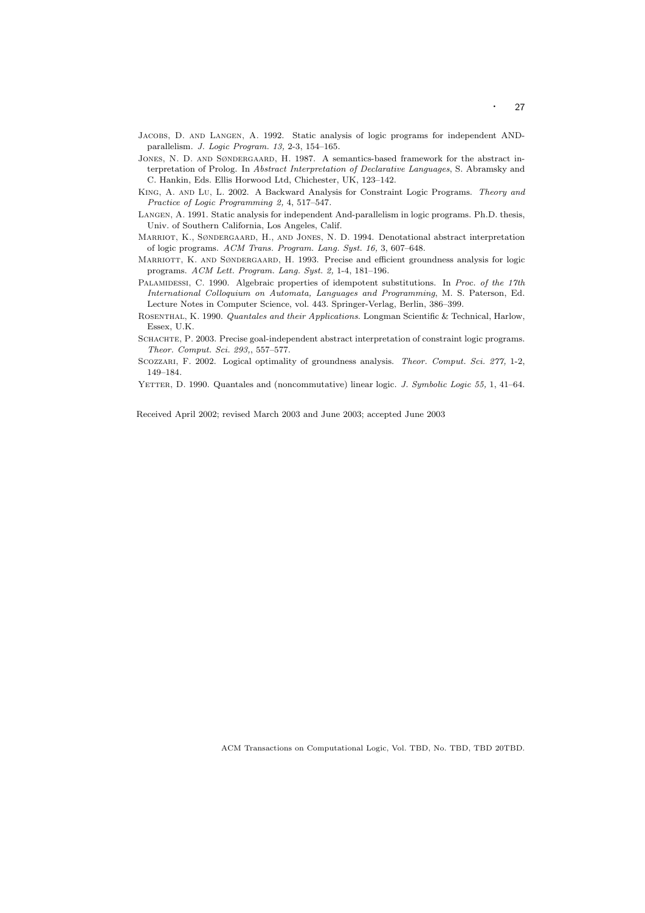Jacobs, D. and Langen, A. 1992. Static analysis of logic programs for independent AND-parallelism. *J. Logic Program. 13,* 2-3, 154–165.

Jones, N. D. and Søndergaard, H. 1987. A semantics-based framework for the abstract interpretation of Prolog. In *Abstract Interpretation of Declarative Languages*, S. Abramsky and C. Hankin, Eds. Ellis Horwood Ltd, Chichester, UK, 123–142.

King, A. and Lu, L. 2002. A Backward Analysis for Constraint Logic Programs. *Theory and Practice of Logic Programming 2,* 4, 517–547.

Langen, A. 1991. Static analysis for independent And-parallelism in logic programs. Ph.D. thesis, Univ. of Southern California, Los Angeles, Calif.

Marriot, K., Søndergaard, H., and Jones, N. D. 1994. Denotational abstract interpretation of logic programs. *ACM Trans. Program. Lang. Syst. 16,* 3, 607–648.

Marriott, K. and Søndergaard, H. 1993. Precise and efficient groundness analysis for logic programs. *ACM Lett. Program. Lang. Syst. 2,* 1-4, 181–196.

Palamidessi, C. 1990. Algebraic properties of idempotent substitutions. In *Proc. of the 17th International Colloquium on Automata, Languages and Programming*, M. S. Paterson, Ed. Lecture Notes in Computer Science, vol. 443. Springer-Verlag, Berlin, 386–399.

Rosenthal, K. 1990. *Quantales and their Applications*. Longman Scientific & Technical, Harlow, Essex, U.K.

Schachte, P. 2003. Precise goal-independent abstract interpretation of constraint logic programs. *Theor. Comput. Sci. 293,*, 557–577.

Scozzari, F. 2002. Logical optimality of groundness analysis. *Theor. Comput. Sci. 277,* 1-2, 149–184.

Yetter, D. 1990. Quantales and (noncommutative) linear logic. *J. Symbolic Logic 55,* 1, 41–64.

Received April 2002; revised March 2003 and June 2003; accepted June 2003